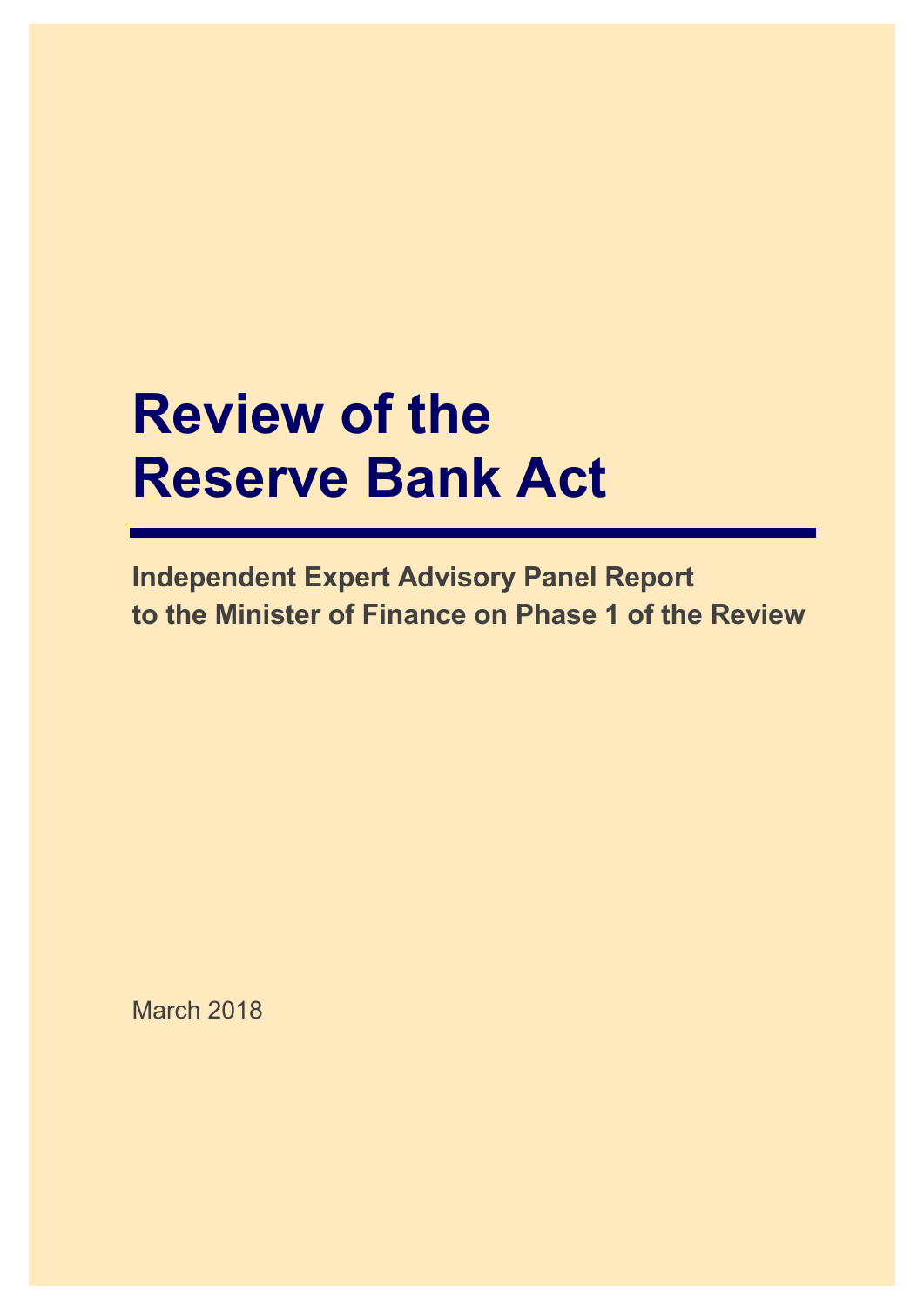# Review of the Reserve Bank Act

**Independent Expert Advisory Panel Report to the Minister of Finance on Phase 1 of the Review**

March 2018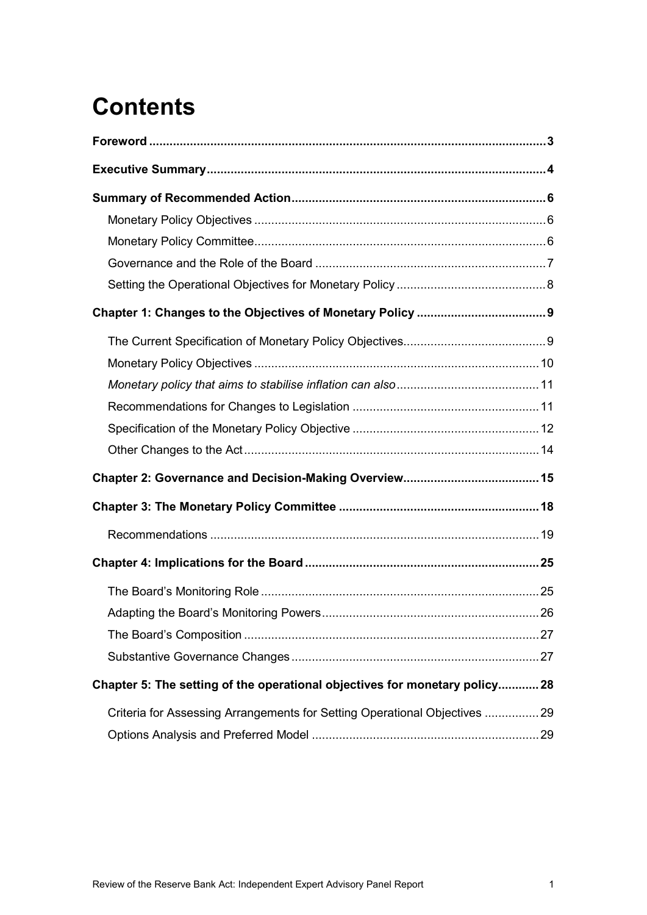# Contents

**Foreword** .......... **3**

**Executive Summary** .......... **4**

**Summary of Recommended Action** .......... **6**

- Monetary Policy Objectives .......... 6
- Monetary Policy Committee .......... 6
- Governance and the Role of the Board .......... 7
- Setting the Operational Objectives for Monetary Policy .......... 8

**Chapter 1: Changes to the Objectives of Monetary Policy** .......... **9**

- The Current Specification of Monetary Policy Objectives .......... 9
- Monetary Policy Objectives .......... 10
- *Monetary policy that aims to stabilise inflation can also* .......... 11
- Recommendations for Changes to Legislation .......... 11
- Specification of the Monetary Policy Objective .......... 12
- Other Changes to the Act .......... 14

**Chapter 2: Governance and Decision-Making Overview** .......... **15**

**Chapter 3: The Monetary Policy Committee** .......... **18**

- Recommendations .......... 19

**Chapter 4: Implications for the Board** .......... **25**

- The Board's Monitoring Role .......... 25
- Adapting the Board's Monitoring Powers .......... 26
- The Board's Composition .......... 27
- Substantive Governance Changes .......... 27

**Chapter 5: The setting of the operational objectives for monetary policy** .......... **28**

- Criteria for Assessing Arrangements for Setting Operational Objectives .......... 29
- Options Analysis and Preferred Model .......... 29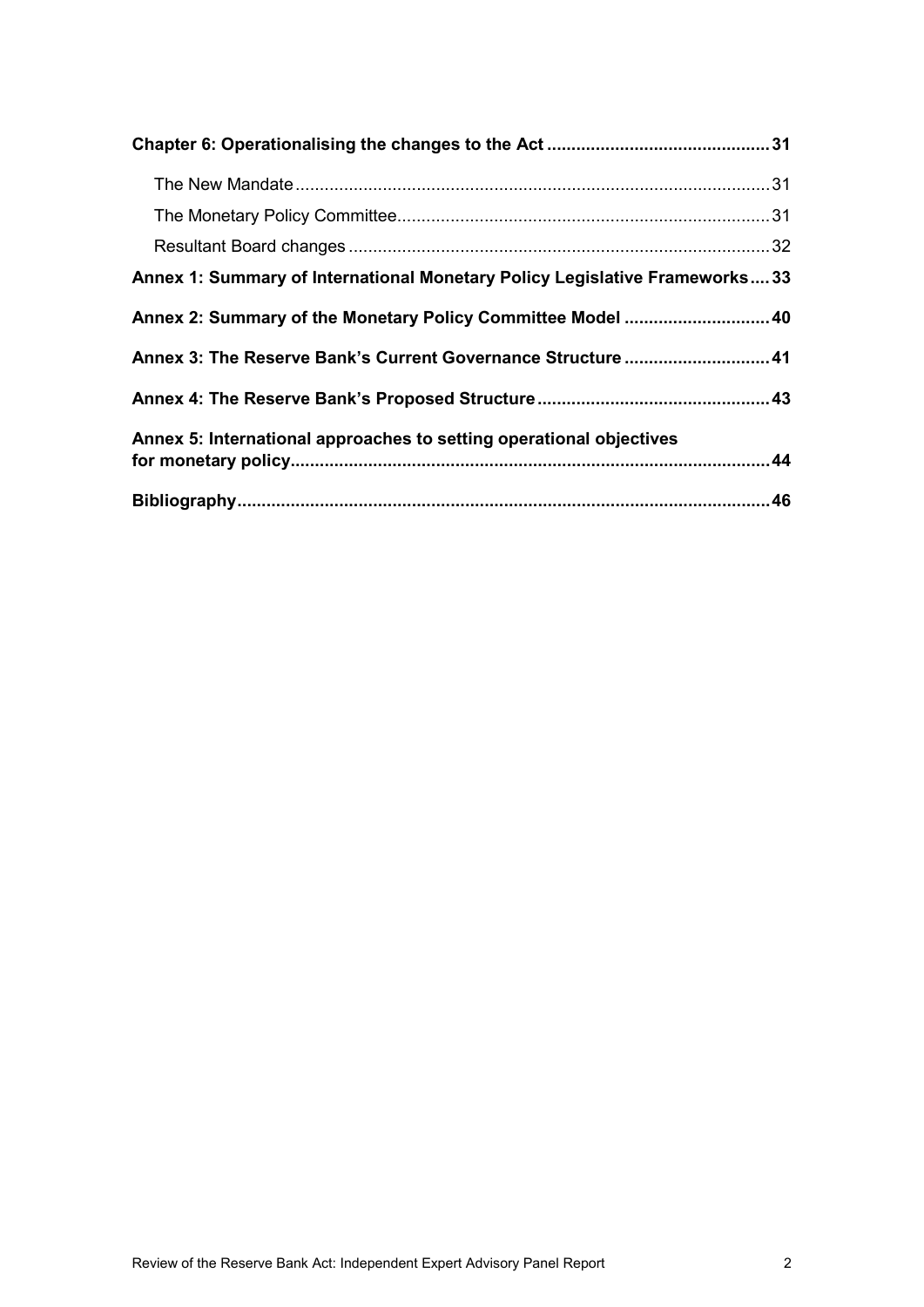**Chapter 6: Operationalising the changes to the Act** .......... 31

- The New Mandate .......... 31
- The Monetary Policy Committee .......... 31
- Resultant Board changes .......... 32

**Annex 1: Summary of International Monetary Policy Legislative Frameworks** .......... 33

**Annex 2: Summary of the Monetary Policy Committee Model** .......... 40

**Annex 3: The Reserve Bank's Current Governance Structure** .......... 41

**Annex 4: The Reserve Bank's Proposed Structure** .......... 43

**Annex 5: International approaches to setting operational objectives for monetary policy** .......... 44

**Bibliography** .......... 46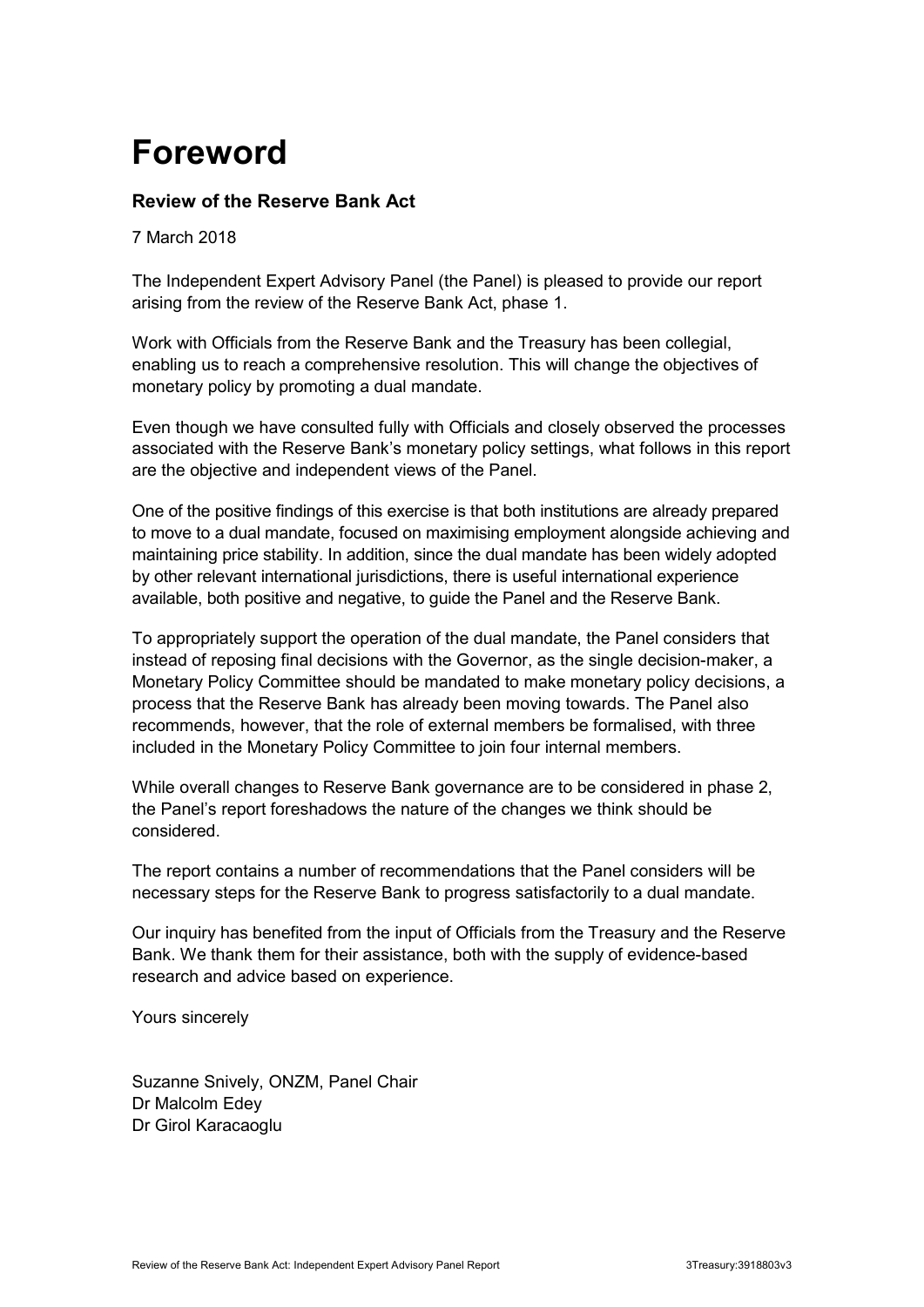# Foreword

### Review of the Reserve Bank Act

7 March 2018

The Independent Expert Advisory Panel (the Panel) is pleased to provide our report arising from the review of the Reserve Bank Act, phase 1.

Work with Officials from the Reserve Bank and the Treasury has been collegial, enabling us to reach a comprehensive resolution. This will change the objectives of monetary policy by promoting a dual mandate.

Even though we have consulted fully with Officials and closely observed the processes associated with the Reserve Bank's monetary policy settings, what follows in this report are the objective and independent views of the Panel.

One of the positive findings of this exercise is that both institutions are already prepared to move to a dual mandate, focused on maximising employment alongside achieving and maintaining price stability. In addition, since the dual mandate has been widely adopted by other relevant international jurisdictions, there is useful international experience available, both positive and negative, to guide the Panel and the Reserve Bank.

To appropriately support the operation of the dual mandate, the Panel considers that instead of reposing final decisions with the Governor, as the single decision-maker, a Monetary Policy Committee should be mandated to make monetary policy decisions, a process that the Reserve Bank has already been moving towards. The Panel also recommends, however, that the role of external members be formalised, with three included in the Monetary Policy Committee to join four internal members.

While overall changes to Reserve Bank governance are to be considered in phase 2, the Panel's report foreshadows the nature of the changes we think should be considered.

The report contains a number of recommendations that the Panel considers will be necessary steps for the Reserve Bank to progress satisfactorily to a dual mandate.

Our inquiry has benefited from the input of Officials from the Treasury and the Reserve Bank. We thank them for their assistance, both with the supply of evidence-based research and advice based on experience.

Yours sincerely

Suzanne Snively, ONZM, Panel Chair
Dr Malcolm Edey
Dr Girol Karacaoglu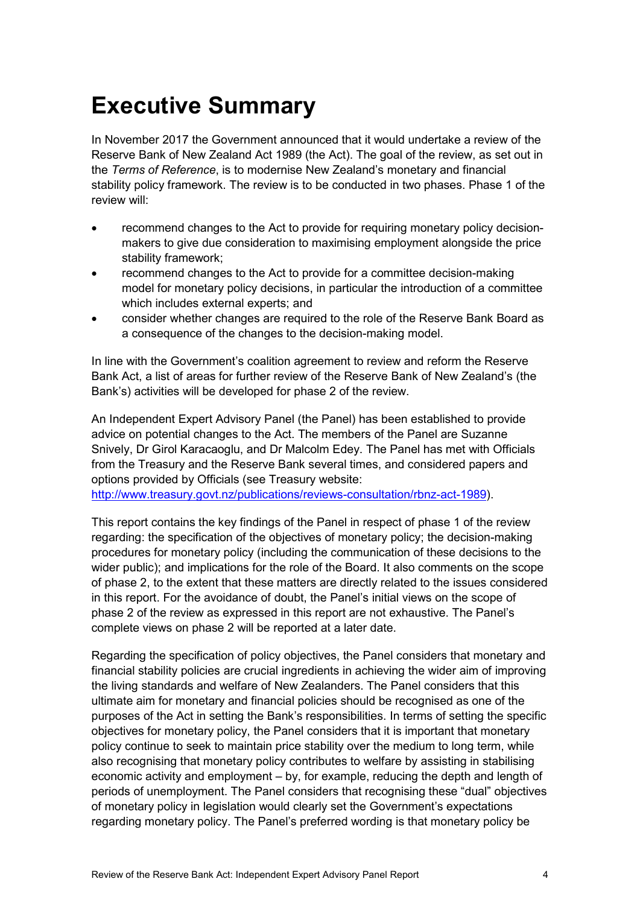# Executive Summary

In November 2017 the Government announced that it would undertake a review of the Reserve Bank of New Zealand Act 1989 (the Act). The goal of the review, as set out in the *Terms of Reference*, is to modernise New Zealand's monetary and financial stability policy framework. The review is to be conducted in two phases. Phase 1 of the review will:

- recommend changes to the Act to provide for requiring monetary policy decision-makers to give due consideration to maximising employment alongside the price stability framework;
- recommend changes to the Act to provide for a committee decision-making model for monetary policy decisions, in particular the introduction of a committee which includes external experts; and
- consider whether changes are required to the role of the Reserve Bank Board as a consequence of the changes to the decision-making model.

In line with the Government's coalition agreement to review and reform the Reserve Bank Act, a list of areas for further review of the Reserve Bank of New Zealand's (the Bank's) activities will be developed for phase 2 of the review.

An Independent Expert Advisory Panel (the Panel) has been established to provide advice on potential changes to the Act. The members of the Panel are Suzanne Snively, Dr Girol Karacaoglu, and Dr Malcolm Edey. The Panel has met with Officials from the Treasury and the Reserve Bank several times, and considered papers and options provided by Officials (see Treasury website: http://www.treasury.govt.nz/publications/reviews-consultation/rbnz-act-1989).

This report contains the key findings of the Panel in respect of phase 1 of the review regarding: the specification of the objectives of monetary policy; the decision-making procedures for monetary policy (including the communication of these decisions to the wider public); and implications for the role of the Board. It also comments on the scope of phase 2, to the extent that these matters are directly related to the issues considered in this report. For the avoidance of doubt, the Panel's initial views on the scope of phase 2 of the review as expressed in this report are not exhaustive. The Panel's complete views on phase 2 will be reported at a later date.

Regarding the specification of policy objectives, the Panel considers that monetary and financial stability policies are crucial ingredients in achieving the wider aim of improving the living standards and welfare of New Zealanders. The Panel considers that this ultimate aim for monetary and financial policies should be recognised as one of the purposes of the Act in setting the Bank's responsibilities. In terms of setting the specific objectives for monetary policy, the Panel considers that it is important that monetary policy continue to seek to maintain price stability over the medium to long term, while also recognising that monetary policy contributes to welfare by assisting in stabilising economic activity and employment – by, for example, reducing the depth and length of periods of unemployment. The Panel considers that recognising these "dual" objectives of monetary policy in legislation would clearly set the Government's expectations regarding monetary policy. The Panel's preferred wording is that monetary policy be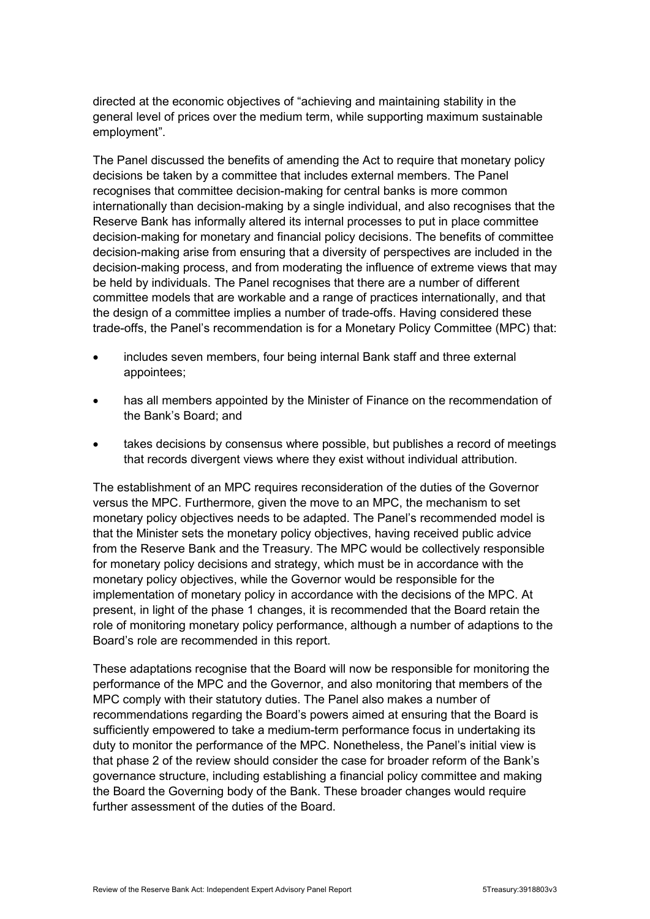directed at the economic objectives of "achieving and maintaining stability in the general level of prices over the medium term, while supporting maximum sustainable employment".

The Panel discussed the benefits of amending the Act to require that monetary policy decisions be taken by a committee that includes external members. The Panel recognises that committee decision-making for central banks is more common internationally than decision-making by a single individual, and also recognises that the Reserve Bank has informally altered its internal processes to put in place committee decision-making for monetary and financial policy decisions. The benefits of committee decision-making arise from ensuring that a diversity of perspectives are included in the decision-making process, and from moderating the influence of extreme views that may be held by individuals. The Panel recognises that there are a number of different committee models that are workable and a range of practices internationally, and that the design of a committee implies a number of trade-offs. Having considered these trade-offs, the Panel's recommendation is for a Monetary Policy Committee (MPC) that:

- includes seven members, four being internal Bank staff and three external appointees;
- has all members appointed by the Minister of Finance on the recommendation of the Bank's Board; and
- takes decisions by consensus where possible, but publishes a record of meetings that records divergent views where they exist without individual attribution.

The establishment of an MPC requires reconsideration of the duties of the Governor versus the MPC. Furthermore, given the move to an MPC, the mechanism to set monetary policy objectives needs to be adapted. The Panel's recommended model is that the Minister sets the monetary policy objectives, having received public advice from the Reserve Bank and the Treasury. The MPC would be collectively responsible for monetary policy decisions and strategy, which must be in accordance with the monetary policy objectives, while the Governor would be responsible for the implementation of monetary policy in accordance with the decisions of the MPC. At present, in light of the phase 1 changes, it is recommended that the Board retain the role of monitoring monetary policy performance, although a number of adaptions to the Board's role are recommended in this report.

These adaptations recognise that the Board will now be responsible for monitoring the performance of the MPC and the Governor, and also monitoring that members of the MPC comply with their statutory duties. The Panel also makes a number of recommendations regarding the Board's powers aimed at ensuring that the Board is sufficiently empowered to take a medium-term performance focus in undertaking its duty to monitor the performance of the MPC. Nonetheless, the Panel's initial view is that phase 2 of the review should consider the case for broader reform of the Bank's governance structure, including establishing a financial policy committee and making the Board the Governing body of the Bank. These broader changes would require further assessment of the duties of the Board.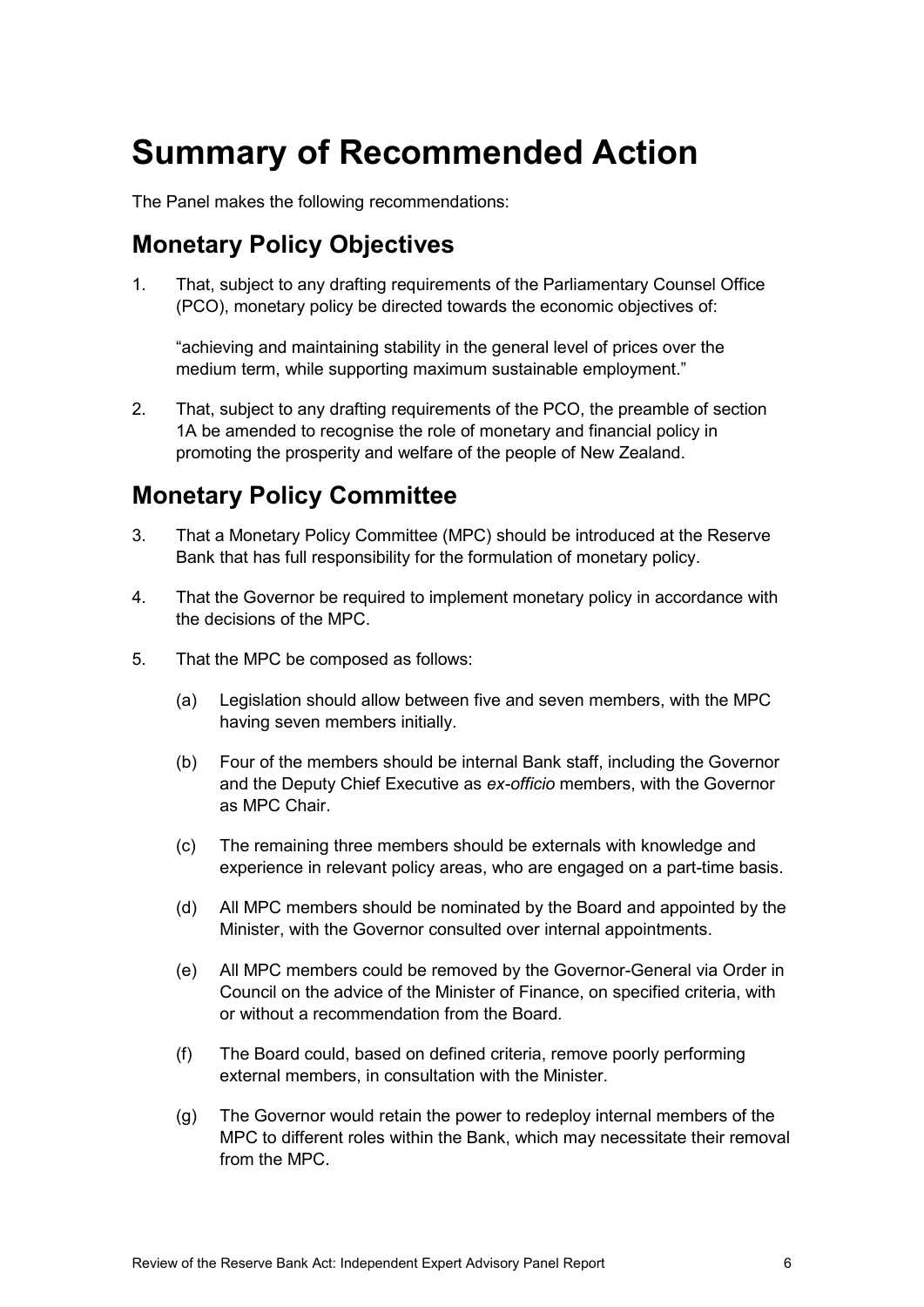# Summary of Recommended Action

The Panel makes the following recommendations:

## Monetary Policy Objectives

1. That, subject to any drafting requirements of the Parliamentary Counsel Office (PCO), monetary policy be directed towards the economic objectives of:

   "achieving and maintaining stability in the general level of prices over the medium term, while supporting maximum sustainable employment."

2. That, subject to any drafting requirements of the PCO, the preamble of section 1A be amended to recognise the role of monetary and financial policy in promoting the prosperity and welfare of the people of New Zealand.

## Monetary Policy Committee

3. That a Monetary Policy Committee (MPC) should be introduced at the Reserve Bank that has full responsibility for the formulation of monetary policy.

4. That the Governor be required to implement monetary policy in accordance with the decisions of the MPC.

5. That the MPC be composed as follows:

   (a) Legislation should allow between five and seven members, with the MPC having seven members initially.

   (b) Four of the members should be internal Bank staff, including the Governor and the Deputy Chief Executive as *ex-officio* members, with the Governor as MPC Chair.

   (c) The remaining three members should be externals with knowledge and experience in relevant policy areas, who are engaged on a part-time basis.

   (d) All MPC members should be nominated by the Board and appointed by the Minister, with the Governor consulted over internal appointments.

   (e) All MPC members could be removed by the Governor-General via Order in Council on the advice of the Minister of Finance, on specified criteria, with or without a recommendation from the Board.

   (f) The Board could, based on defined criteria, remove poorly performing external members, in consultation with the Minister.

   (g) The Governor would retain the power to redeploy internal members of the MPC to different roles within the Bank, which may necessitate their removal from the MPC.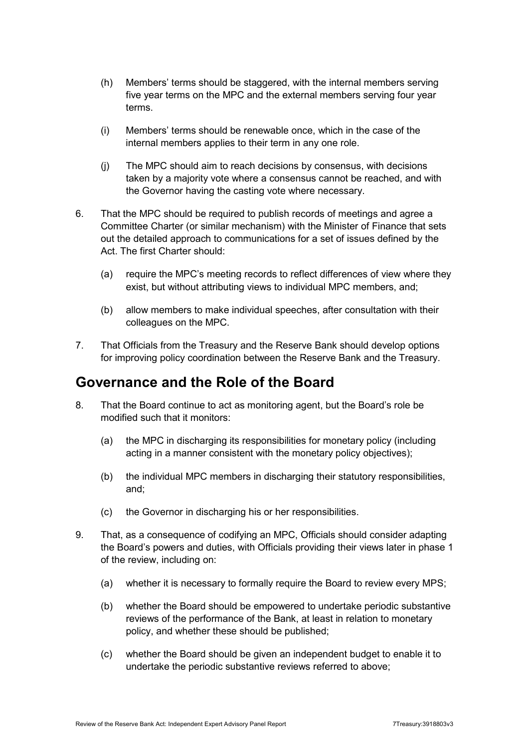(h) Members' terms should be staggered, with the internal members serving five year terms on the MPC and the external members serving four year terms.

(i) Members' terms should be renewable once, which in the case of the internal members applies to their term in any one role.

(j) The MPC should aim to reach decisions by consensus, with decisions taken by a majority vote where a consensus cannot be reached, and with the Governor having the casting vote where necessary.

6. That the MPC should be required to publish records of meetings and agree a Committee Charter (or similar mechanism) with the Minister of Finance that sets out the detailed approach to communications for a set of issues defined by the Act. The first Charter should:

    (a) require the MPC's meeting records to reflect differences of view where they exist, but without attributing views to individual MPC members, and;

    (b) allow members to make individual speeches, after consultation with their colleagues on the MPC.

7. That Officials from the Treasury and the Reserve Bank should develop options for improving policy coordination between the Reserve Bank and the Treasury.

## Governance and the Role of the Board

8. That the Board continue to act as monitoring agent, but the Board's role be modified such that it monitors:

    (a) the MPC in discharging its responsibilities for monetary policy (including acting in a manner consistent with the monetary policy objectives);

    (b) the individual MPC members in discharging their statutory responsibilities, and;

    (c) the Governor in discharging his or her responsibilities.

9. That, as a consequence of codifying an MPC, Officials should consider adapting the Board's powers and duties, with Officials providing their views later in phase 1 of the review, including on:

    (a) whether it is necessary to formally require the Board to review every MPS;

    (b) whether the Board should be empowered to undertake periodic substantive reviews of the performance of the Bank, at least in relation to monetary policy, and whether these should be published;

    (c) whether the Board should be given an independent budget to enable it to undertake the periodic substantive reviews referred to above;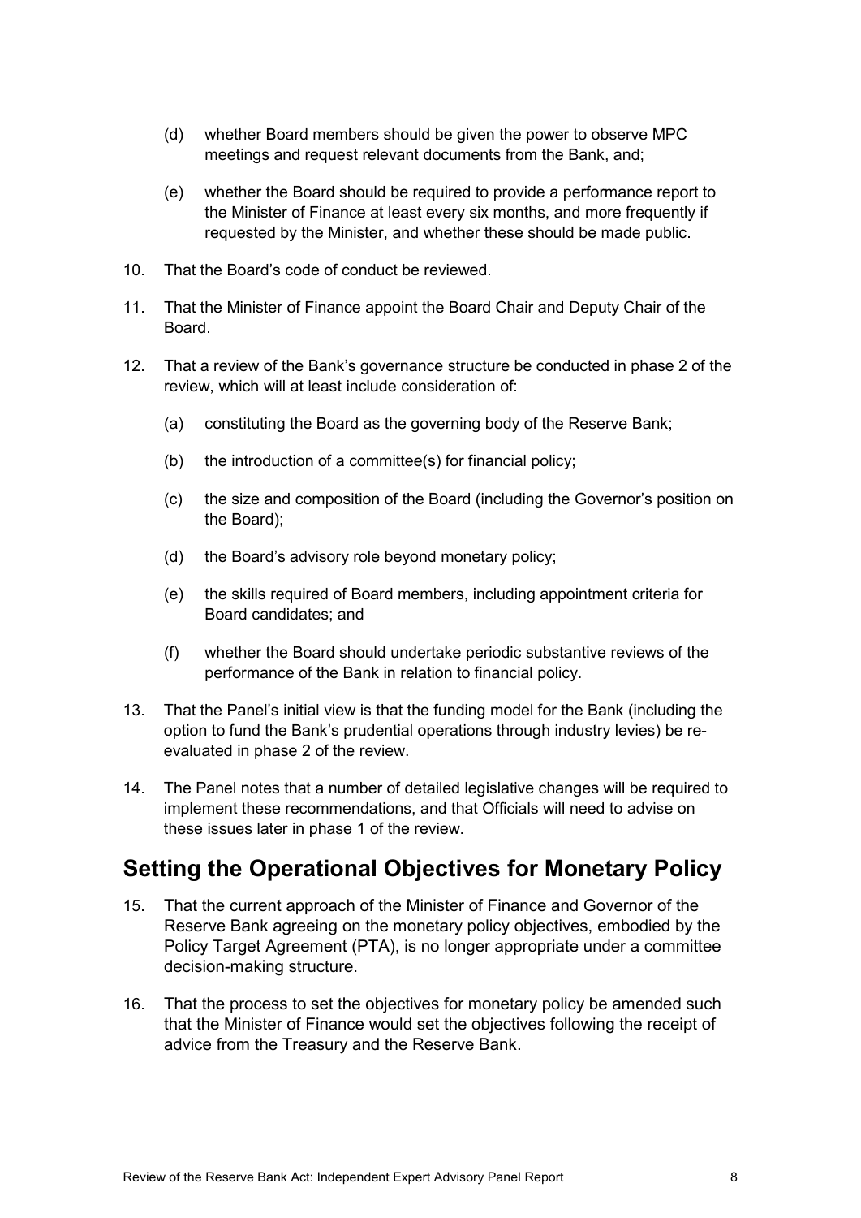(d) whether Board members should be given the power to observe MPC meetings and request relevant documents from the Bank, and;

(e) whether the Board should be required to provide a performance report to the Minister of Finance at least every six months, and more frequently if requested by the Minister, and whether these should be made public.

10. That the Board's code of conduct be reviewed.

11. That the Minister of Finance appoint the Board Chair and Deputy Chair of the Board.

12. That a review of the Bank's governance structure be conducted in phase 2 of the review, which will at least include consideration of:

    (a) constituting the Board as the governing body of the Reserve Bank;

    (b) the introduction of a committee(s) for financial policy;

    (c) the size and composition of the Board (including the Governor's position on the Board);

    (d) the Board's advisory role beyond monetary policy;

    (e) the skills required of Board members, including appointment criteria for Board candidates; and

    (f) whether the Board should undertake periodic substantive reviews of the performance of the Bank in relation to financial policy.

13. That the Panel's initial view is that the funding model for the Bank (including the option to fund the Bank's prudential operations through industry levies) be re-evaluated in phase 2 of the review.

14. The Panel notes that a number of detailed legislative changes will be required to implement these recommendations, and that Officials will need to advise on these issues later in phase 1 of the review.

## Setting the Operational Objectives for Monetary Policy

15. That the current approach of the Minister of Finance and Governor of the Reserve Bank agreeing on the monetary policy objectives, embodied by the Policy Target Agreement (PTA), is no longer appropriate under a committee decision-making structure.

16. That the process to set the objectives for monetary policy be amended such that the Minister of Finance would set the objectives following the receipt of advice from the Treasury and the Reserve Bank.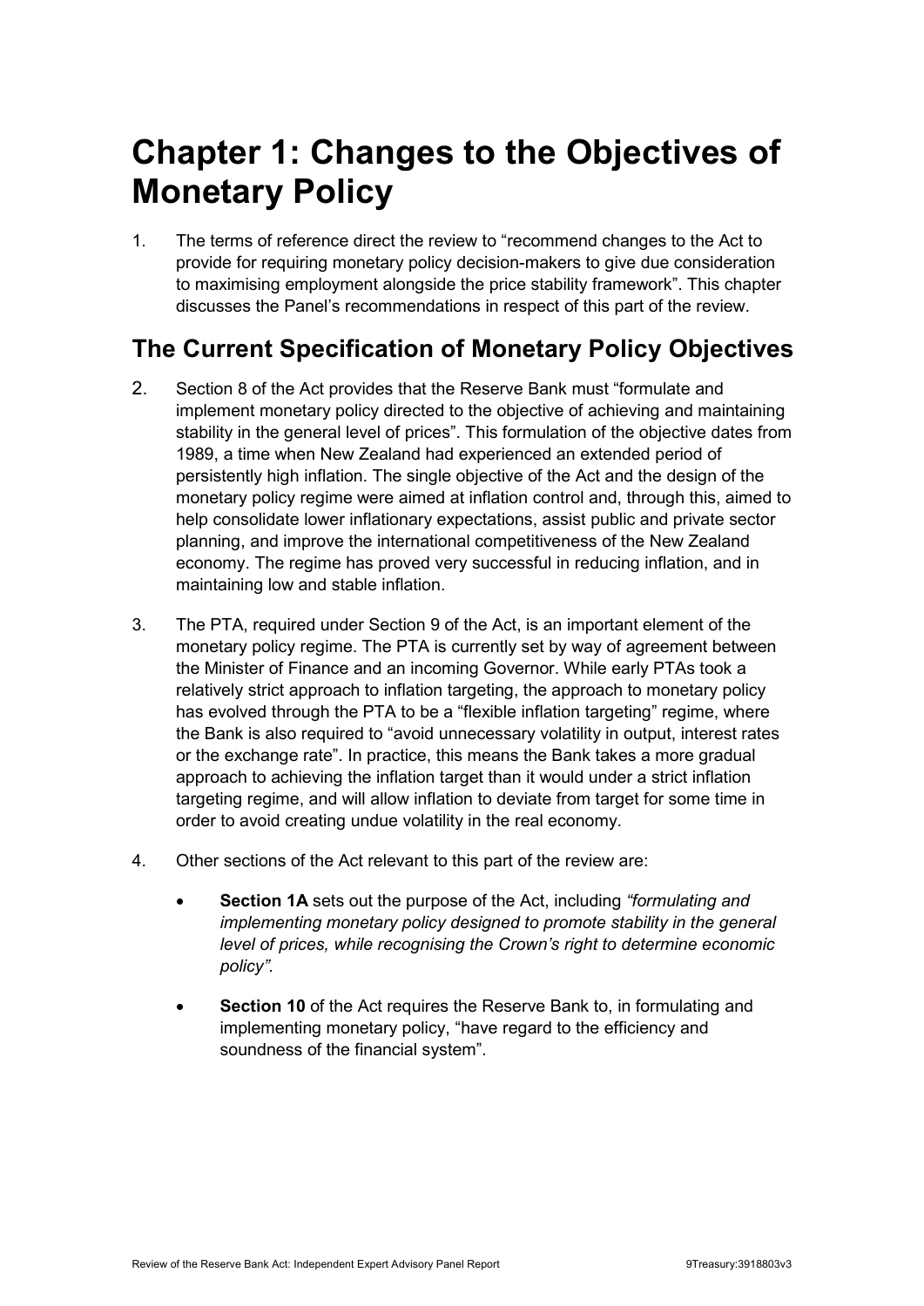# Chapter 1: Changes to the Objectives of Monetary Policy

1. The terms of reference direct the review to "recommend changes to the Act to provide for requiring monetary policy decision-makers to give due consideration to maximising employment alongside the price stability framework". This chapter discusses the Panel's recommendations in respect of this part of the review.

## The Current Specification of Monetary Policy Objectives

2. Section 8 of the Act provides that the Reserve Bank must "formulate and implement monetary policy directed to the objective of achieving and maintaining stability in the general level of prices". This formulation of the objective dates from 1989, a time when New Zealand had experienced an extended period of persistently high inflation. The single objective of the Act and the design of the monetary policy regime were aimed at inflation control and, through this, aimed to help consolidate lower inflationary expectations, assist public and private sector planning, and improve the international competitiveness of the New Zealand economy. The regime has proved very successful in reducing inflation, and in maintaining low and stable inflation.

3. The PTA, required under Section 9 of the Act, is an important element of the monetary policy regime. The PTA is currently set by way of agreement between the Minister of Finance and an incoming Governor. While early PTAs took a relatively strict approach to inflation targeting, the approach to monetary policy has evolved through the PTA to be a "flexible inflation targeting" regime, where the Bank is also required to "avoid unnecessary volatility in output, interest rates or the exchange rate". In practice, this means the Bank takes a more gradual approach to achieving the inflation target than it would under a strict inflation targeting regime, and will allow inflation to deviate from target for some time in order to avoid creating undue volatility in the real economy.

4. Other sections of the Act relevant to this part of the review are:

    - **Section 1A** sets out the purpose of the Act, including *"formulating and implementing monetary policy designed to promote stability in the general level of prices, while recognising the Crown's right to determine economic policy"*.
    - **Section 10** of the Act requires the Reserve Bank to, in formulating and implementing monetary policy, "have regard to the efficiency and soundness of the financial system".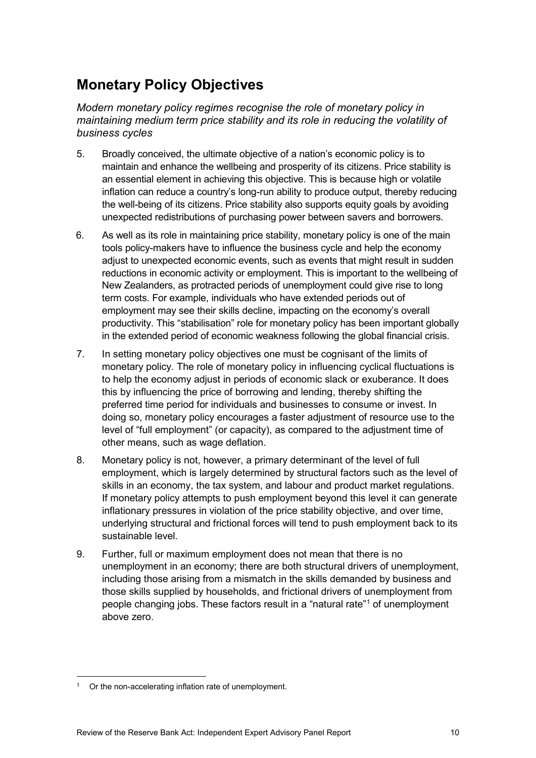## Monetary Policy Objectives

*Modern monetary policy regimes recognise the role of monetary policy in maintaining medium term price stability and its role in reducing the volatility of business cycles*

5. Broadly conceived, the ultimate objective of a nation's economic policy is to maintain and enhance the wellbeing and prosperity of its citizens. Price stability is an essential element in achieving this objective. This is because high or volatile inflation can reduce a country's long-run ability to produce output, thereby reducing the well-being of its citizens. Price stability also supports equity goals by avoiding unexpected redistributions of purchasing power between savers and borrowers.

6. As well as its role in maintaining price stability, monetary policy is one of the main tools policy-makers have to influence the business cycle and help the economy adjust to unexpected economic events, such as events that might result in sudden reductions in economic activity or employment. This is important to the wellbeing of New Zealanders, as protracted periods of unemployment could give rise to long term costs. For example, individuals who have extended periods out of employment may see their skills decline, impacting on the economy's overall productivity. This "stabilisation" role for monetary policy has been important globally in the extended period of economic weakness following the global financial crisis.

7. In setting monetary policy objectives one must be cognisant of the limits of monetary policy. The role of monetary policy in influencing cyclical fluctuations is to help the economy adjust in periods of economic slack or exuberance. It does this by influencing the price of borrowing and lending, thereby shifting the preferred time period for individuals and businesses to consume or invest. In doing so, monetary policy encourages a faster adjustment of resource use to the level of "full employment" (or capacity), as compared to the adjustment time of other means, such as wage deflation.

8. Monetary policy is not, however, a primary determinant of the level of full employment, which is largely determined by structural factors such as the level of skills in an economy, the tax system, and labour and product market regulations. If monetary policy attempts to push employment beyond this level it can generate inflationary pressures in violation of the price stability objective, and over time, underlying structural and frictional forces will tend to push employment back to its sustainable level.

9. Further, full or maximum employment does not mean that there is no unemployment in an economy; there are both structural drivers of unemployment, including those arising from a mismatch in the skills demanded by business and those skills supplied by households, and frictional drivers of unemployment from people changing jobs. These factors result in a "natural rate"[1] of unemployment above zero.

[1] Or the non-accelerating inflation rate of unemployment.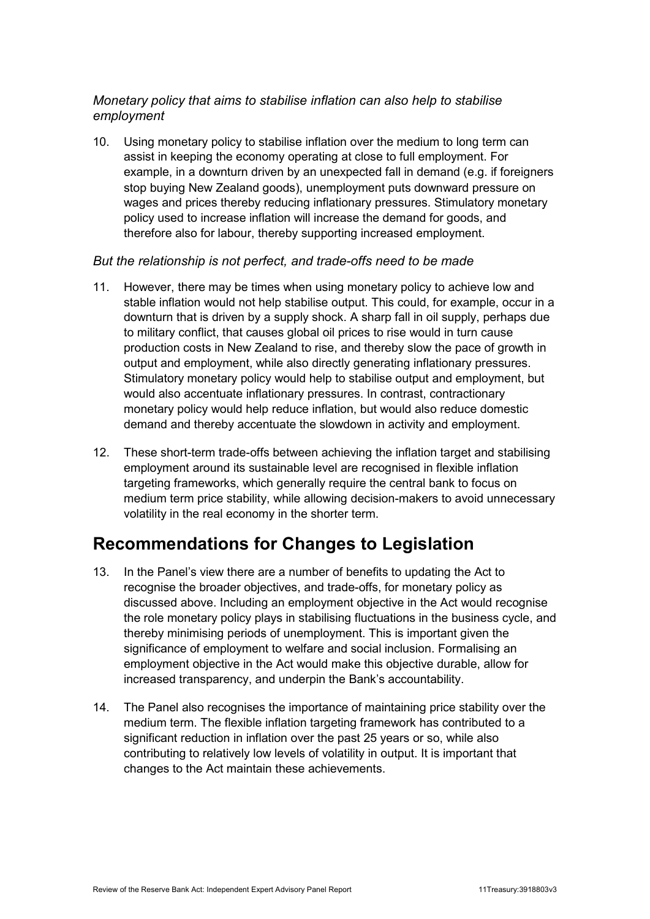*Monetary policy that aims to stabilise inflation can also help to stabilise employment*

10. Using monetary policy to stabilise inflation over the medium to long term can assist in keeping the economy operating at close to full employment. For example, in a downturn driven by an unexpected fall in demand (e.g. if foreigners stop buying New Zealand goods), unemployment puts downward pressure on wages and prices thereby reducing inflationary pressures. Stimulatory monetary policy used to increase inflation will increase the demand for goods, and therefore also for labour, thereby supporting increased employment.

*But the relationship is not perfect, and trade-offs need to be made*

11. However, there may be times when using monetary policy to achieve low and stable inflation would not help stabilise output. This could, for example, occur in a downturn that is driven by a supply shock. A sharp fall in oil supply, perhaps due to military conflict, that causes global oil prices to rise would in turn cause production costs in New Zealand to rise, and thereby slow the pace of growth in output and employment, while also directly generating inflationary pressures. Stimulatory monetary policy would help to stabilise output and employment, but would also accentuate inflationary pressures. In contrast, contractionary monetary policy would help reduce inflation, but would also reduce domestic demand and thereby accentuate the slowdown in activity and employment.

12. These short-term trade-offs between achieving the inflation target and stabilising employment around its sustainable level are recognised in flexible inflation targeting frameworks, which generally require the central bank to focus on medium term price stability, while allowing decision-makers to avoid unnecessary volatility in the real economy in the shorter term.

## Recommendations for Changes to Legislation

13. In the Panel's view there are a number of benefits to updating the Act to recognise the broader objectives, and trade-offs, for monetary policy as discussed above. Including an employment objective in the Act would recognise the role monetary policy plays in stabilising fluctuations in the business cycle, and thereby minimising periods of unemployment. This is important given the significance of employment to welfare and social inclusion. Formalising an employment objective in the Act would make this objective durable, allow for increased transparency, and underpin the Bank's accountability.

14. The Panel also recognises the importance of maintaining price stability over the medium term. The flexible inflation targeting framework has contributed to a significant reduction in inflation over the past 25 years or so, while also contributing to relatively low levels of volatility in output. It is important that changes to the Act maintain these achievements.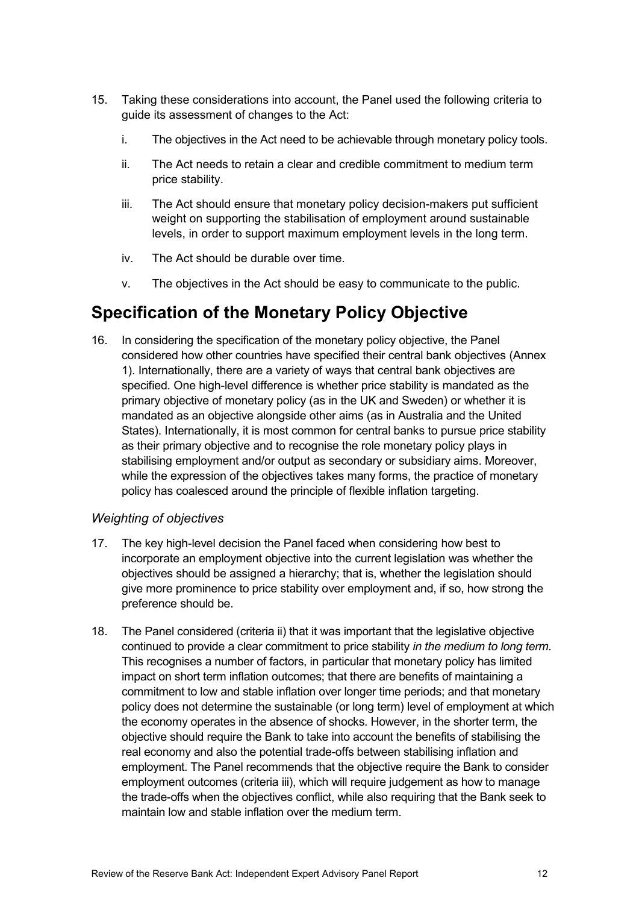15. Taking these considerations into account, the Panel used the following criteria to guide its assessment of changes to the Act:

    i. The objectives in the Act need to be achievable through monetary policy tools.

    ii. The Act needs to retain a clear and credible commitment to medium term price stability.

    iii. The Act should ensure that monetary policy decision-makers put sufficient weight on supporting the stabilisation of employment around sustainable levels, in order to support maximum employment levels in the long term.

    iv. The Act should be durable over time.

    v. The objectives in the Act should be easy to communicate to the public.

## Specification of the Monetary Policy Objective

16. In considering the specification of the monetary policy objective, the Panel considered how other countries have specified their central bank objectives (Annex 1). Internationally, there are a variety of ways that central bank objectives are specified. One high-level difference is whether price stability is mandated as the primary objective of monetary policy (as in the UK and Sweden) or whether it is mandated as an objective alongside other aims (as in Australia and the United States). Internationally, it is most common for central banks to pursue price stability as their primary objective and to recognise the role monetary policy plays in stabilising employment and/or output as secondary or subsidiary aims. Moreover, while the expression of the objectives takes many forms, the practice of monetary policy has coalesced around the principle of flexible inflation targeting.

### *Weighting of objectives*

17. The key high-level decision the Panel faced when considering how best to incorporate an employment objective into the current legislation was whether the objectives should be assigned a hierarchy; that is, whether the legislation should give more prominence to price stability over employment and, if so, how strong the preference should be.

18. The Panel considered (criteria ii) that it was important that the legislative objective continued to provide a clear commitment to price stability *in the medium to long term*. This recognises a number of factors, in particular that monetary policy has limited impact on short term inflation outcomes; that there are benefits of maintaining a commitment to low and stable inflation over longer time periods; and that monetary policy does not determine the sustainable (or long term) level of employment at which the economy operates in the absence of shocks. However, in the shorter term, the objective should require the Bank to take into account the benefits of stabilising the real economy and also the potential trade-offs between stabilising inflation and employment. The Panel recommends that the objective require the Bank to consider employment outcomes (criteria iii), which will require judgement as how to manage the trade-offs when the objectives conflict, while also requiring that the Bank seek to maintain low and stable inflation over the medium term.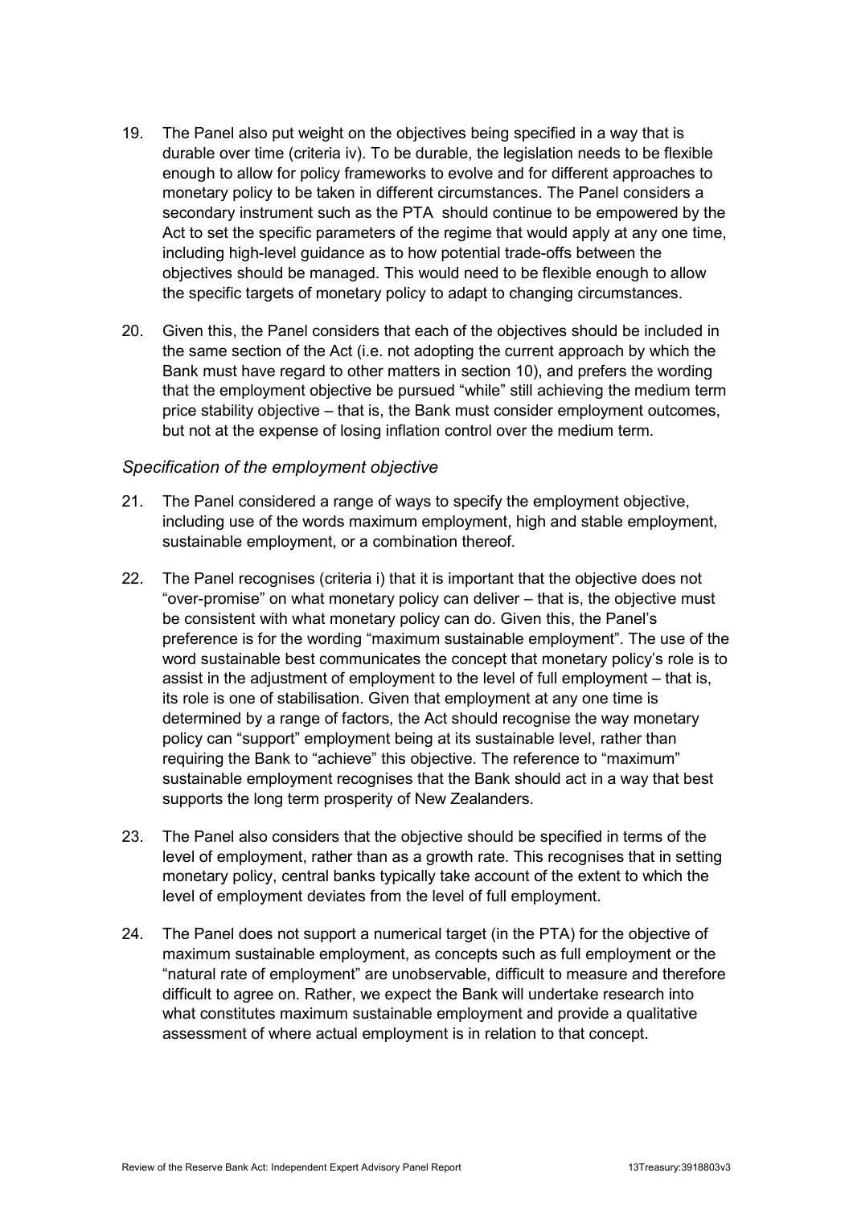19. The Panel also put weight on the objectives being specified in a way that is durable over time (criteria iv). To be durable, the legislation needs to be flexible enough to allow for policy frameworks to evolve and for different approaches to monetary policy to be taken in different circumstances. The Panel considers a secondary instrument such as the PTA should continue to be empowered by the Act to set the specific parameters of the regime that would apply at any one time, including high-level guidance as to how potential trade-offs between the objectives should be managed. This would need to be flexible enough to allow the specific targets of monetary policy to adapt to changing circumstances.

20. Given this, the Panel considers that each of the objectives should be included in the same section of the Act (i.e. not adopting the current approach by which the Bank must have regard to other matters in section 10), and prefers the wording that the employment objective be pursued "while" still achieving the medium term price stability objective – that is, the Bank must consider employment outcomes, but not at the expense of losing inflation control over the medium term.

### *Specification of the employment objective*

21. The Panel considered a range of ways to specify the employment objective, including use of the words maximum employment, high and stable employment, sustainable employment, or a combination thereof.

22. The Panel recognises (criteria i) that it is important that the objective does not "over-promise" on what monetary policy can deliver – that is, the objective must be consistent with what monetary policy can do. Given this, the Panel's preference is for the wording "maximum sustainable employment". The use of the word sustainable best communicates the concept that monetary policy's role is to assist in the adjustment of employment to the level of full employment – that is, its role is one of stabilisation. Given that employment at any one time is determined by a range of factors, the Act should recognise the way monetary policy can "support" employment being at its sustainable level, rather than requiring the Bank to "achieve" this objective. The reference to "maximum" sustainable employment recognises that the Bank should act in a way that best supports the long term prosperity of New Zealanders.

23. The Panel also considers that the objective should be specified in terms of the level of employment, rather than as a growth rate. This recognises that in setting monetary policy, central banks typically take account of the extent to which the level of employment deviates from the level of full employment.

24. The Panel does not support a numerical target (in the PTA) for the objective of maximum sustainable employment, as concepts such as full employment or the "natural rate of employment" are unobservable, difficult to measure and therefore difficult to agree on. Rather, we expect the Bank will undertake research into what constitutes maximum sustainable employment and provide a qualitative assessment of where actual employment is in relation to that concept.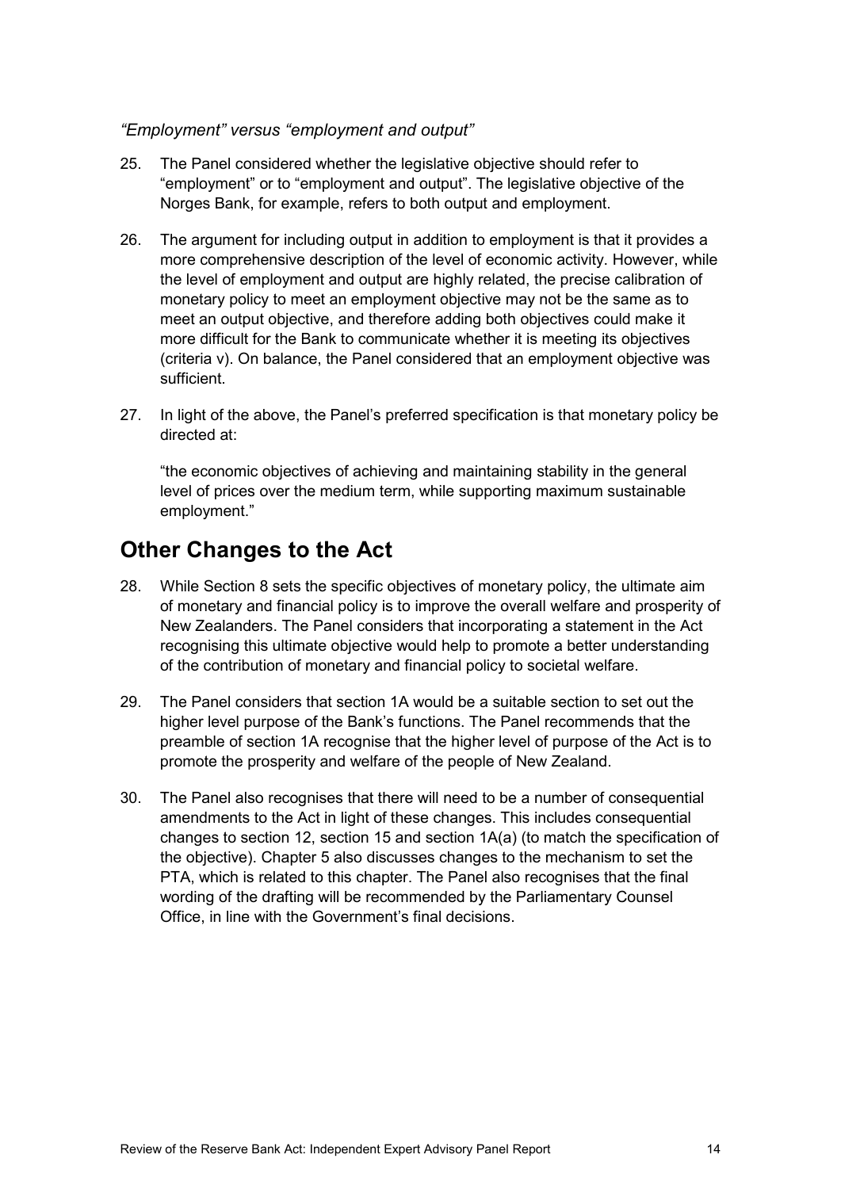*"Employment" versus "employment and output"*

25. The Panel considered whether the legislative objective should refer to "employment" or to "employment and output". The legislative objective of the Norges Bank, for example, refers to both output and employment.

26. The argument for including output in addition to employment is that it provides a more comprehensive description of the level of economic activity. However, while the level of employment and output are highly related, the precise calibration of monetary policy to meet an employment objective may not be the same as to meet an output objective, and therefore adding both objectives could make it more difficult for the Bank to communicate whether it is meeting its objectives (criteria v). On balance, the Panel considered that an employment objective was sufficient.

27. In light of the above, the Panel's preferred specification is that monetary policy be directed at:

    "the economic objectives of achieving and maintaining stability in the general level of prices over the medium term, while supporting maximum sustainable employment."

## Other Changes to the Act

28. While Section 8 sets the specific objectives of monetary policy, the ultimate aim of monetary and financial policy is to improve the overall welfare and prosperity of New Zealanders. The Panel considers that incorporating a statement in the Act recognising this ultimate objective would help to promote a better understanding of the contribution of monetary and financial policy to societal welfare.

29. The Panel considers that section 1A would be a suitable section to set out the higher level purpose of the Bank's functions. The Panel recommends that the preamble of section 1A recognise that the higher level of purpose of the Act is to promote the prosperity and welfare of the people of New Zealand.

30. The Panel also recognises that there will need to be a number of consequential amendments to the Act in light of these changes. This includes consequential changes to section 12, section 15 and section 1A(a) (to match the specification of the objective). Chapter 5 also discusses changes to the mechanism to set the PTA, which is related to this chapter. The Panel also recognises that the final wording of the drafting will be recommended by the Parliamentary Counsel Office, in line with the Government's final decisions.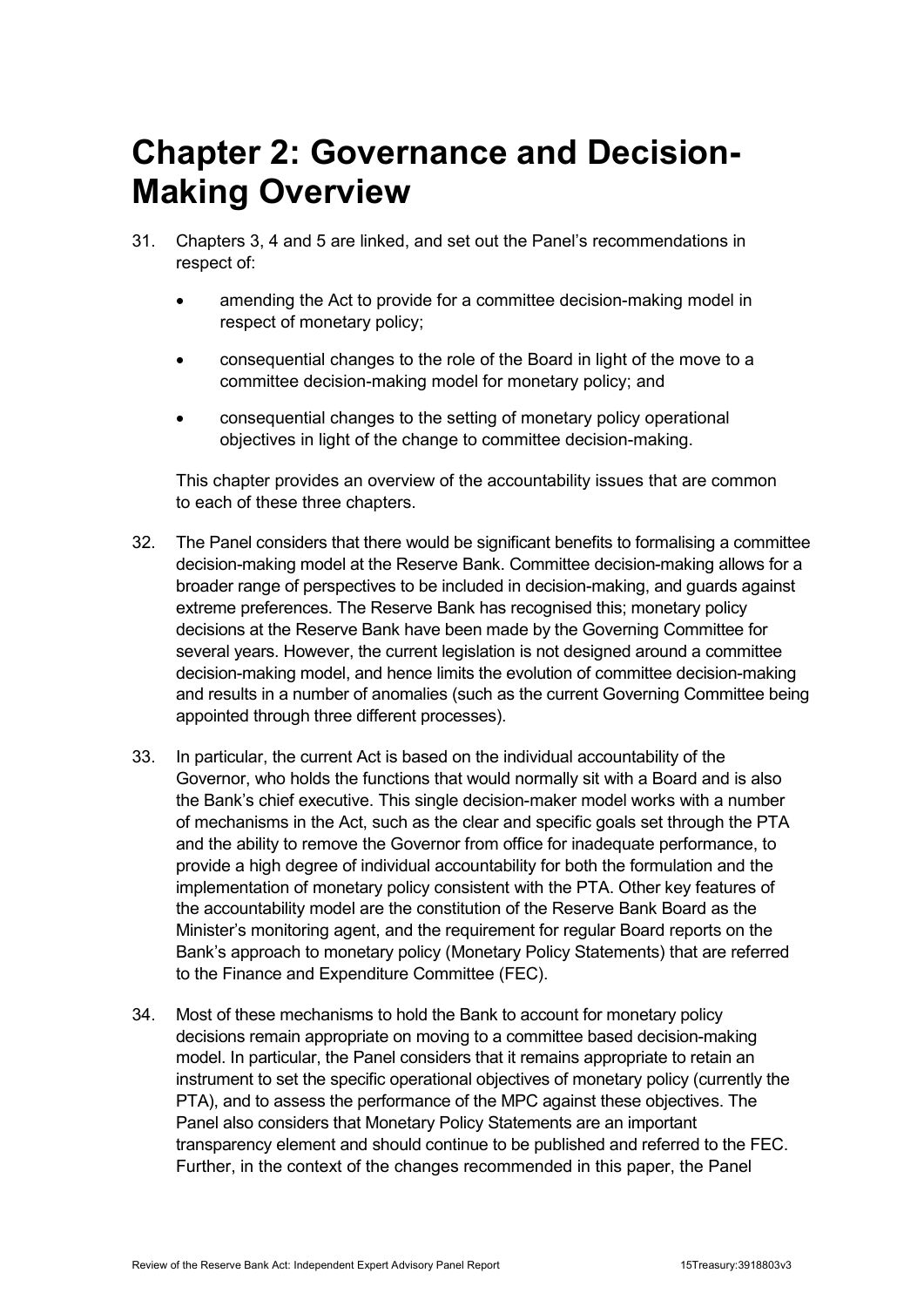# Chapter 2: Governance and Decision-Making Overview

31. Chapters 3, 4 and 5 are linked, and set out the Panel's recommendations in respect of:

    - amending the Act to provide for a committee decision-making model in respect of monetary policy;
    - consequential changes to the role of the Board in light of the move to a committee decision-making model for monetary policy; and
    - consequential changes to the setting of monetary policy operational objectives in light of the change to committee decision-making.

    This chapter provides an overview of the accountability issues that are common to each of these three chapters.

32. The Panel considers that there would be significant benefits to formalising a committee decision-making model at the Reserve Bank. Committee decision-making allows for a broader range of perspectives to be included in decision-making, and guards against extreme preferences. The Reserve Bank has recognised this; monetary policy decisions at the Reserve Bank have been made by the Governing Committee for several years. However, the current legislation is not designed around a committee decision-making model, and hence limits the evolution of committee decision-making and results in a number of anomalies (such as the current Governing Committee being appointed through three different processes).

33. In particular, the current Act is based on the individual accountability of the Governor, who holds the functions that would normally sit with a Board and is also the Bank's chief executive. This single decision-maker model works with a number of mechanisms in the Act, such as the clear and specific goals set through the PTA and the ability to remove the Governor from office for inadequate performance, to provide a high degree of individual accountability for both the formulation and the implementation of monetary policy consistent with the PTA. Other key features of the accountability model are the constitution of the Reserve Bank Board as the Minister's monitoring agent, and the requirement for regular Board reports on the Bank's approach to monetary policy (Monetary Policy Statements) that are referred to the Finance and Expenditure Committee (FEC).

34. Most of these mechanisms to hold the Bank to account for monetary policy decisions remain appropriate on moving to a committee based decision-making model. In particular, the Panel considers that it remains appropriate to retain an instrument to set the specific operational objectives of monetary policy (currently the PTA), and to assess the performance of the MPC against these objectives. The Panel also considers that Monetary Policy Statements are an important transparency element and should continue to be published and referred to the FEC. Further, in the context of the changes recommended in this paper, the Panel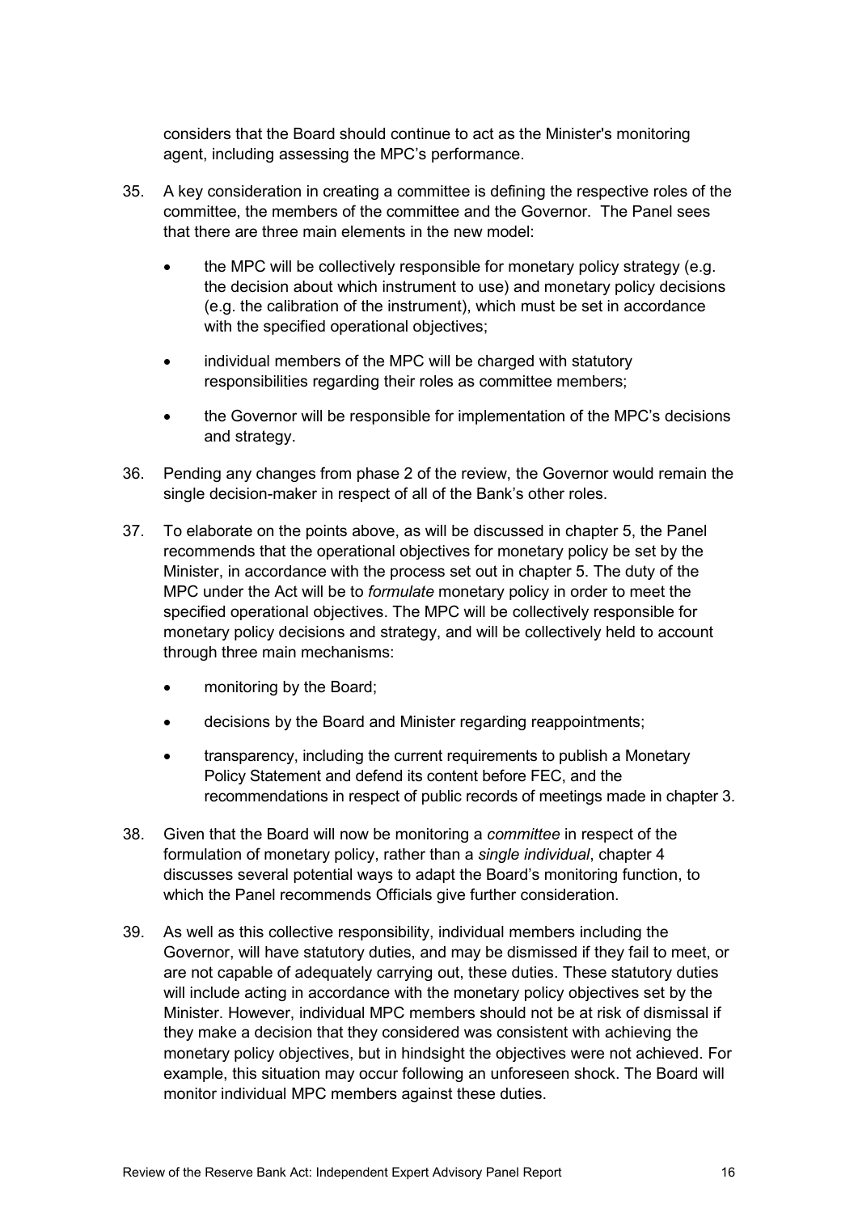considers that the Board should continue to act as the Minister's monitoring agent, including assessing the MPC's performance.

35. A key consideration in creating a committee is defining the respective roles of the committee, the members of the committee and the Governor. The Panel sees that there are three main elements in the new model:

    - the MPC will be collectively responsible for monetary policy strategy (e.g. the decision about which instrument to use) and monetary policy decisions (e.g. the calibration of the instrument), which must be set in accordance with the specified operational objectives;
    - individual members of the MPC will be charged with statutory responsibilities regarding their roles as committee members;
    - the Governor will be responsible for implementation of the MPC's decisions and strategy.

36. Pending any changes from phase 2 of the review, the Governor would remain the single decision-maker in respect of all of the Bank's other roles.

37. To elaborate on the points above, as will be discussed in chapter 5, the Panel recommends that the operational objectives for monetary policy be set by the Minister, in accordance with the process set out in chapter 5. The duty of the MPC under the Act will be to *formulate* monetary policy in order to meet the specified operational objectives. The MPC will be collectively responsible for monetary policy decisions and strategy, and will be collectively held to account through three main mechanisms:

    - monitoring by the Board;
    - decisions by the Board and Minister regarding reappointments;
    - transparency, including the current requirements to publish a Monetary Policy Statement and defend its content before FEC, and the recommendations in respect of public records of meetings made in chapter 3.

38. Given that the Board will now be monitoring a *committee* in respect of the formulation of monetary policy, rather than a *single individual*, chapter 4 discusses several potential ways to adapt the Board's monitoring function, to which the Panel recommends Officials give further consideration.

39. As well as this collective responsibility, individual members including the Governor, will have statutory duties, and may be dismissed if they fail to meet, or are not capable of adequately carrying out, these duties. These statutory duties will include acting in accordance with the monetary policy objectives set by the Minister. However, individual MPC members should not be at risk of dismissal if they make a decision that they considered was consistent with achieving the monetary policy objectives, but in hindsight the objectives were not achieved. For example, this situation may occur following an unforeseen shock. The Board will monitor individual MPC members against these duties.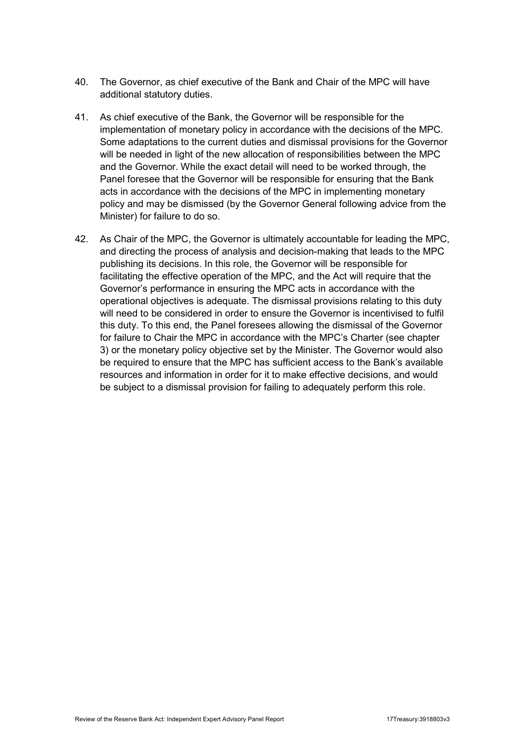40. The Governor, as chief executive of the Bank and Chair of the MPC will have additional statutory duties.

41. As chief executive of the Bank, the Governor will be responsible for the implementation of monetary policy in accordance with the decisions of the MPC. Some adaptations to the current duties and dismissal provisions for the Governor will be needed in light of the new allocation of responsibilities between the MPC and the Governor. While the exact detail will need to be worked through, the Panel foresee that the Governor will be responsible for ensuring that the Bank acts in accordance with the decisions of the MPC in implementing monetary policy and may be dismissed (by the Governor General following advice from the Minister) for failure to do so.

42. As Chair of the MPC, the Governor is ultimately accountable for leading the MPC, and directing the process of analysis and decision-making that leads to the MPC publishing its decisions. In this role, the Governor will be responsible for facilitating the effective operation of the MPC, and the Act will require that the Governor's performance in ensuring the MPC acts in accordance with the operational objectives is adequate. The dismissal provisions relating to this duty will need to be considered in order to ensure the Governor is incentivised to fulfil this duty. To this end, the Panel foresees allowing the dismissal of the Governor for failure to Chair the MPC in accordance with the MPC's Charter (see chapter 3) or the monetary policy objective set by the Minister. The Governor would also be required to ensure that the MPC has sufficient access to the Bank's available resources and information in order for it to make effective decisions, and would be subject to a dismissal provision for failing to adequately perform this role.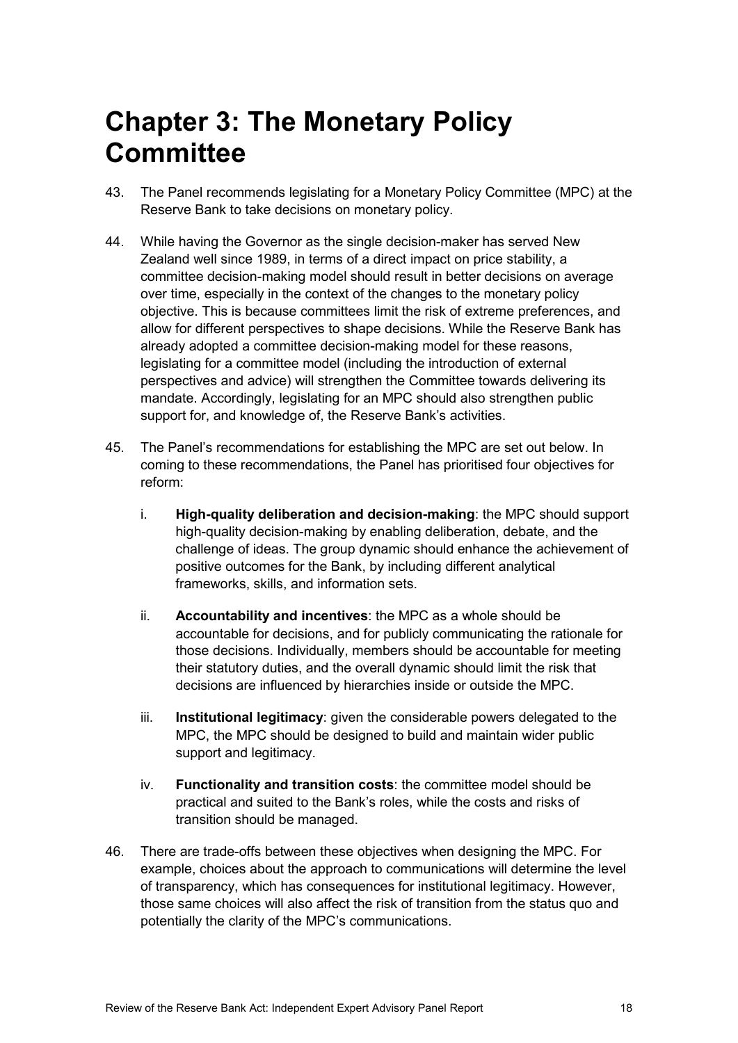# Chapter 3: The Monetary Policy Committee

43. The Panel recommends legislating for a Monetary Policy Committee (MPC) at the Reserve Bank to take decisions on monetary policy.

44. While having the Governor as the single decision-maker has served New Zealand well since 1989, in terms of a direct impact on price stability, a committee decision-making model should result in better decisions on average over time, especially in the context of the changes to the monetary policy objective. This is because committees limit the risk of extreme preferences, and allow for different perspectives to shape decisions. While the Reserve Bank has already adopted a committee decision-making model for these reasons, legislating for a committee model (including the introduction of external perspectives and advice) will strengthen the Committee towards delivering its mandate. Accordingly, legislating for an MPC should also strengthen public support for, and knowledge of, the Reserve Bank's activities.

45. The Panel's recommendations for establishing the MPC are set out below. In coming to these recommendations, the Panel has prioritised four objectives for reform:

    i. **High-quality deliberation and decision-making**: the MPC should support high-quality decision-making by enabling deliberation, debate, and the challenge of ideas. The group dynamic should enhance the achievement of positive outcomes for the Bank, by including different analytical frameworks, skills, and information sets.

    ii. **Accountability and incentives**: the MPC as a whole should be accountable for decisions, and for publicly communicating the rationale for those decisions. Individually, members should be accountable for meeting their statutory duties, and the overall dynamic should limit the risk that decisions are influenced by hierarchies inside or outside the MPC.

    iii. **Institutional legitimacy**: given the considerable powers delegated to the MPC, the MPC should be designed to build and maintain wider public support and legitimacy.

    iv. **Functionality and transition costs**: the committee model should be practical and suited to the Bank's roles, while the costs and risks of transition should be managed.

46. There are trade-offs between these objectives when designing the MPC. For example, choices about the approach to communications will determine the level of transparency, which has consequences for institutional legitimacy. However, those same choices will also affect the risk of transition from the status quo and potentially the clarity of the MPC's communications.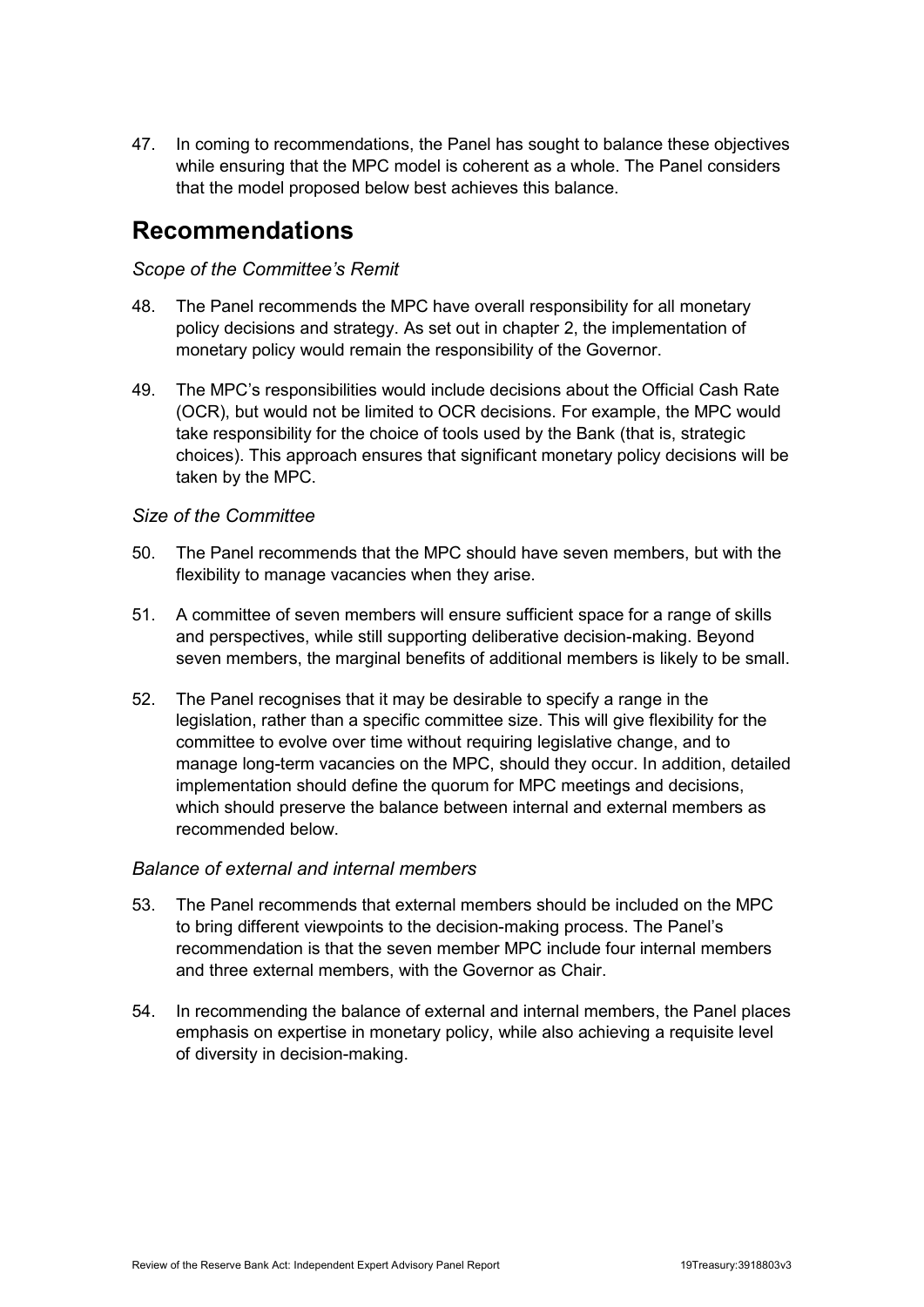47. In coming to recommendations, the Panel has sought to balance these objectives while ensuring that the MPC model is coherent as a whole. The Panel considers that the model proposed below best achieves this balance.

## Recommendations

*Scope of the Committee's Remit*

48. The Panel recommends the MPC have overall responsibility for all monetary policy decisions and strategy. As set out in chapter 2, the implementation of monetary policy would remain the responsibility of the Governor.

49. The MPC's responsibilities would include decisions about the Official Cash Rate (OCR), but would not be limited to OCR decisions. For example, the MPC would take responsibility for the choice of tools used by the Bank (that is, strategic choices). This approach ensures that significant monetary policy decisions will be taken by the MPC.

*Size of the Committee*

50. The Panel recommends that the MPC should have seven members, but with the flexibility to manage vacancies when they arise.

51. A committee of seven members will ensure sufficient space for a range of skills and perspectives, while still supporting deliberative decision-making. Beyond seven members, the marginal benefits of additional members is likely to be small.

52. The Panel recognises that it may be desirable to specify a range in the legislation, rather than a specific committee size. This will give flexibility for the committee to evolve over time without requiring legislative change, and to manage long-term vacancies on the MPC, should they occur. In addition, detailed implementation should define the quorum for MPC meetings and decisions, which should preserve the balance between internal and external members as recommended below.

*Balance of external and internal members*

53. The Panel recommends that external members should be included on the MPC to bring different viewpoints to the decision-making process. The Panel's recommendation is that the seven member MPC include four internal members and three external members, with the Governor as Chair.

54. In recommending the balance of external and internal members, the Panel places emphasis on expertise in monetary policy, while also achieving a requisite level of diversity in decision-making.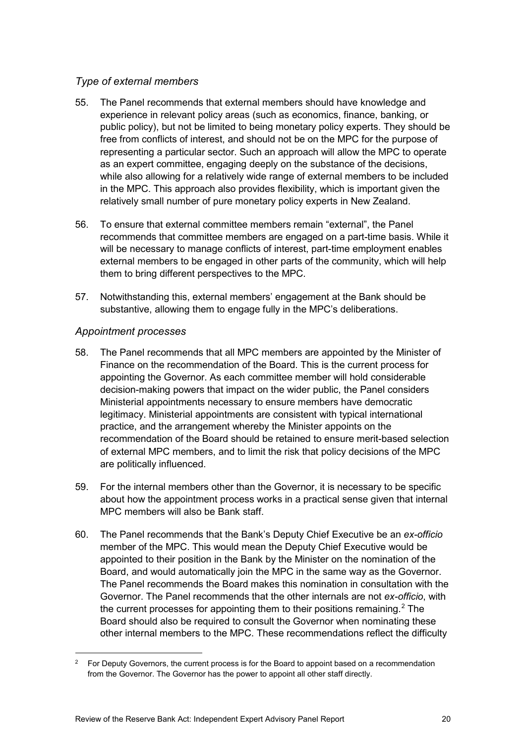### *Type of external members*

55. The Panel recommends that external members should have knowledge and experience in relevant policy areas (such as economics, finance, banking, or public policy), but not be limited to being monetary policy experts. They should be free from conflicts of interest, and should not be on the MPC for the purpose of representing a particular sector. Such an approach will allow the MPC to operate as an expert committee, engaging deeply on the substance of the decisions, while also allowing for a relatively wide range of external members to be included in the MPC. This approach also provides flexibility, which is important given the relatively small number of pure monetary policy experts in New Zealand.

56. To ensure that external committee members remain "external", the Panel recommends that committee members are engaged on a part-time basis. While it will be necessary to manage conflicts of interest, part-time employment enables external members to be engaged in other parts of the community, which will help them to bring different perspectives to the MPC.

57. Notwithstanding this, external members' engagement at the Bank should be substantive, allowing them to engage fully in the MPC's deliberations.

### *Appointment processes*

58. The Panel recommends that all MPC members are appointed by the Minister of Finance on the recommendation of the Board. This is the current process for appointing the Governor. As each committee member will hold considerable decision-making powers that impact on the wider public, the Panel considers Ministerial appointments necessary to ensure members have democratic legitimacy. Ministerial appointments are consistent with typical international practice, and the arrangement whereby the Minister appoints on the recommendation of the Board should be retained to ensure merit-based selection of external MPC members, and to limit the risk that policy decisions of the MPC are politically influenced.

59. For the internal members other than the Governor, it is necessary to be specific about how the appointment process works in a practical sense given that internal MPC members will also be Bank staff.

60. The Panel recommends that the Bank's Deputy Chief Executive be an *ex-officio* member of the MPC. This would mean the Deputy Chief Executive would be appointed to their position in the Bank by the Minister on the nomination of the Board, and would automatically join the MPC in the same way as the Governor. The Panel recommends the Board makes this nomination in consultation with the Governor. The Panel recommends that the other internals are not *ex-officio*, with the current processes for appointing them to their positions remaining.[2] The Board should also be required to consult the Governor when nominating these other internal members to the MPC. These recommendations reflect the difficulty

[2] For Deputy Governors, the current process is for the Board to appoint based on a recommendation from the Governor. The Governor has the power to appoint all other staff directly.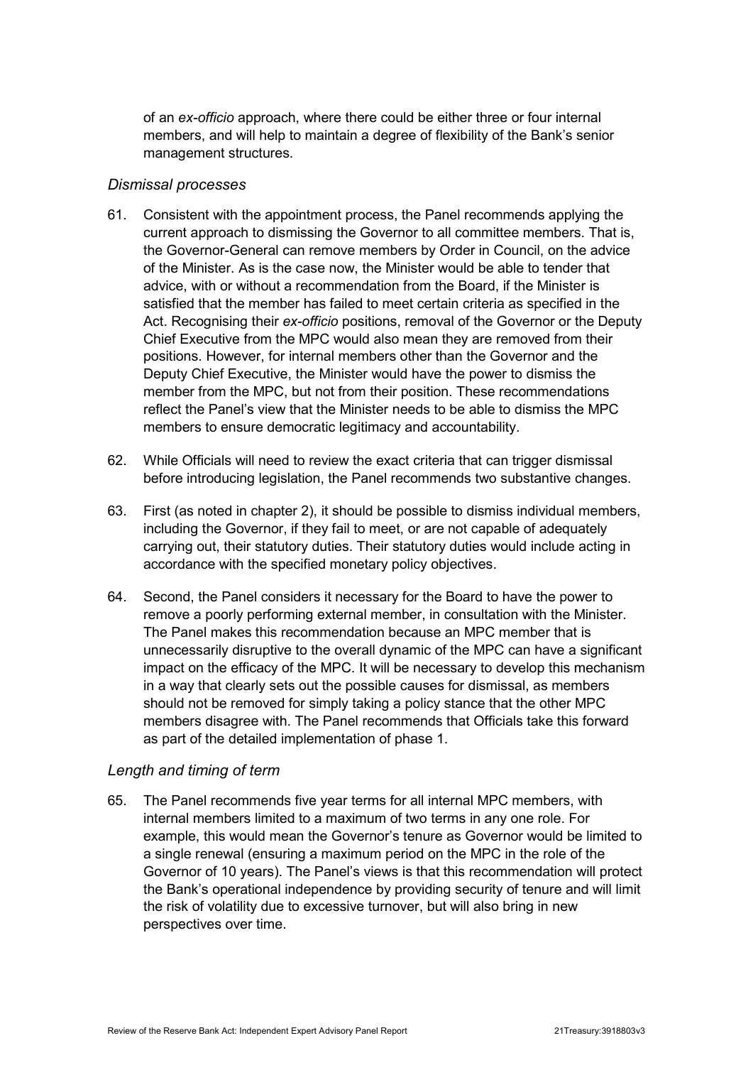of an *ex-officio* approach, where there could be either three or four internal members, and will help to maintain a degree of flexibility of the Bank's senior management structures.

### *Dismissal processes*

61. Consistent with the appointment process, the Panel recommends applying the current approach to dismissing the Governor to all committee members. That is, the Governor-General can remove members by Order in Council, on the advice of the Minister. As is the case now, the Minister would be able to tender that advice, with or without a recommendation from the Board, if the Minister is satisfied that the member has failed to meet certain criteria as specified in the Act. Recognising their *ex-officio* positions, removal of the Governor or the Deputy Chief Executive from the MPC would also mean they are removed from their positions. However, for internal members other than the Governor and the Deputy Chief Executive, the Minister would have the power to dismiss the member from the MPC, but not from their position. These recommendations reflect the Panel's view that the Minister needs to be able to dismiss the MPC members to ensure democratic legitimacy and accountability.

62. While Officials will need to review the exact criteria that can trigger dismissal before introducing legislation, the Panel recommends two substantive changes.

63. First (as noted in chapter 2), it should be possible to dismiss individual members, including the Governor, if they fail to meet, or are not capable of adequately carrying out, their statutory duties. Their statutory duties would include acting in accordance with the specified monetary policy objectives.

64. Second, the Panel considers it necessary for the Board to have the power to remove a poorly performing external member, in consultation with the Minister. The Panel makes this recommendation because an MPC member that is unnecessarily disruptive to the overall dynamic of the MPC can have a significant impact on the efficacy of the MPC. It will be necessary to develop this mechanism in a way that clearly sets out the possible causes for dismissal, as members should not be removed for simply taking a policy stance that the other MPC members disagree with. The Panel recommends that Officials take this forward as part of the detailed implementation of phase 1.

### *Length and timing of term*

65. The Panel recommends five year terms for all internal MPC members, with internal members limited to a maximum of two terms in any one role. For example, this would mean the Governor's tenure as Governor would be limited to a single renewal (ensuring a maximum period on the MPC in the role of the Governor of 10 years). The Panel's views is that this recommendation will protect the Bank's operational independence by providing security of tenure and will limit the risk of volatility due to excessive turnover, but will also bring in new perspectives over time.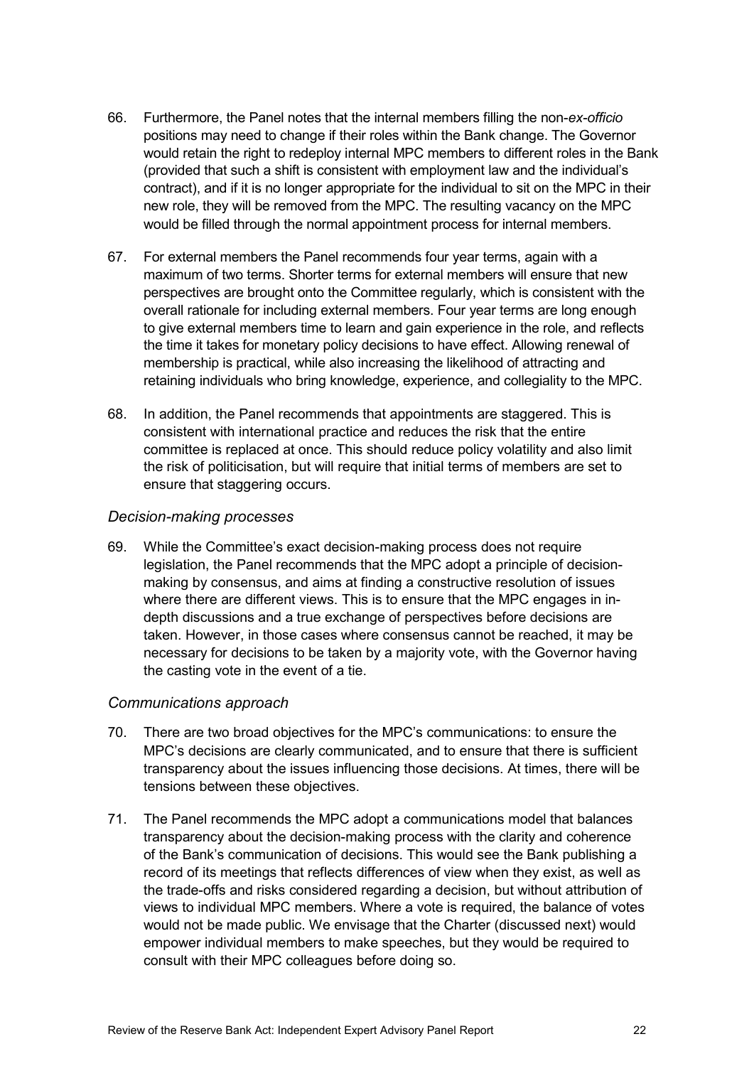66. Furthermore, the Panel notes that the internal members filling the non-*ex-officio* positions may need to change if their roles within the Bank change. The Governor would retain the right to redeploy internal MPC members to different roles in the Bank (provided that such a shift is consistent with employment law and the individual's contract), and if it is no longer appropriate for the individual to sit on the MPC in their new role, they will be removed from the MPC. The resulting vacancy on the MPC would be filled through the normal appointment process for internal members.

67. For external members the Panel recommends four year terms, again with a maximum of two terms. Shorter terms for external members will ensure that new perspectives are brought onto the Committee regularly, which is consistent with the overall rationale for including external members. Four year terms are long enough to give external members time to learn and gain experience in the role, and reflects the time it takes for monetary policy decisions to have effect. Allowing renewal of membership is practical, while also increasing the likelihood of attracting and retaining individuals who bring knowledge, experience, and collegiality to the MPC.

68. In addition, the Panel recommends that appointments are staggered. This is consistent with international practice and reduces the risk that the entire committee is replaced at once. This should reduce policy volatility and also limit the risk of politicisation, but will require that initial terms of members are set to ensure that staggering occurs.

### *Decision-making processes*

69. While the Committee's exact decision-making process does not require legislation, the Panel recommends that the MPC adopt a principle of decision-making by consensus, and aims at finding a constructive resolution of issues where there are different views. This is to ensure that the MPC engages in in-depth discussions and a true exchange of perspectives before decisions are taken. However, in those cases where consensus cannot be reached, it may be necessary for decisions to be taken by a majority vote, with the Governor having the casting vote in the event of a tie.

### *Communications approach*

70. There are two broad objectives for the MPC's communications: to ensure the MPC's decisions are clearly communicated, and to ensure that there is sufficient transparency about the issues influencing those decisions. At times, there will be tensions between these objectives.

71. The Panel recommends the MPC adopt a communications model that balances transparency about the decision-making process with the clarity and coherence of the Bank's communication of decisions. This would see the Bank publishing a record of its meetings that reflects differences of view when they exist, as well as the trade-offs and risks considered regarding a decision, but without attribution of views to individual MPC members. Where a vote is required, the balance of votes would not be made public. We envisage that the Charter (discussed next) would empower individual members to make speeches, but they would be required to consult with their MPC colleagues before doing so.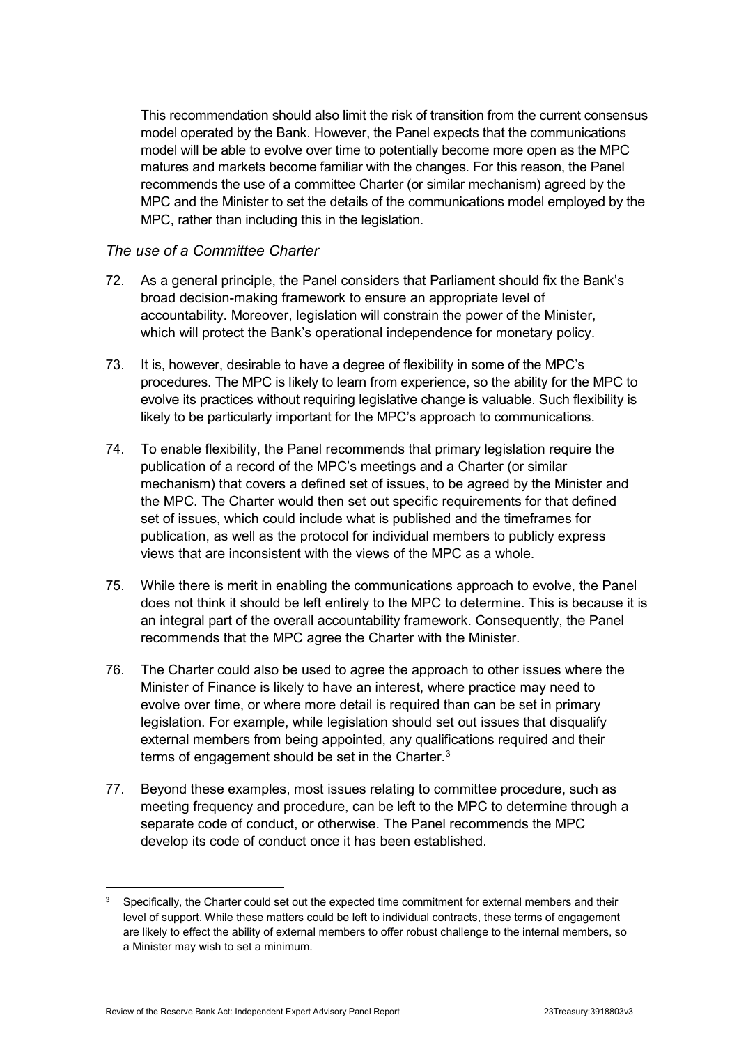This recommendation should also limit the risk of transition from the current consensus model operated by the Bank. However, the Panel expects that the communications model will be able to evolve over time to potentially become more open as the MPC matures and markets become familiar with the changes. For this reason, the Panel recommends the use of a committee Charter (or similar mechanism) agreed by the MPC and the Minister to set the details of the communications model employed by the MPC, rather than including this in the legislation.

*The use of a Committee Charter*

72. As a general principle, the Panel considers that Parliament should fix the Bank's broad decision-making framework to ensure an appropriate level of accountability. Moreover, legislation will constrain the power of the Minister, which will protect the Bank's operational independence for monetary policy.

73. It is, however, desirable to have a degree of flexibility in some of the MPC's procedures. The MPC is likely to learn from experience, so the ability for the MPC to evolve its practices without requiring legislative change is valuable. Such flexibility is likely to be particularly important for the MPC's approach to communications.

74. To enable flexibility, the Panel recommends that primary legislation require the publication of a record of the MPC's meetings and a Charter (or similar mechanism) that covers a defined set of issues, to be agreed by the Minister and the MPC. The Charter would then set out specific requirements for that defined set of issues, which could include what is published and the timeframes for publication, as well as the protocol for individual members to publicly express views that are inconsistent with the views of the MPC as a whole.

75. While there is merit in enabling the communications approach to evolve, the Panel does not think it should be left entirely to the MPC to determine. This is because it is an integral part of the overall accountability framework. Consequently, the Panel recommends that the MPC agree the Charter with the Minister.

76. The Charter could also be used to agree the approach to other issues where the Minister of Finance is likely to have an interest, where practice may need to evolve over time, or where more detail is required than can be set in primary legislation. For example, while legislation should set out issues that disqualify external members from being appointed, any qualifications required and their terms of engagement should be set in the Charter.[3]

77. Beyond these examples, most issues relating to committee procedure, such as meeting frequency and procedure, can be left to the MPC to determine through a separate code of conduct, or otherwise. The Panel recommends the MPC develop its code of conduct once it has been established.

---

[3] Specifically, the Charter could set out the expected time commitment for external members and their level of support. While these matters could be left to individual contracts, these terms of engagement are likely to effect the ability of external members to offer robust challenge to the internal members, so a Minister may wish to set a minimum.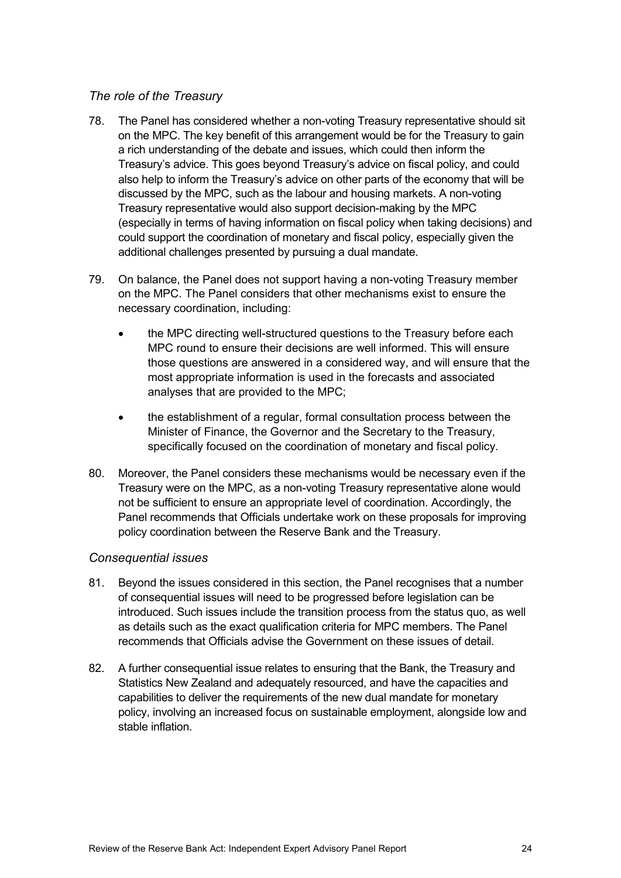### *The role of the Treasury*

78. The Panel has considered whether a non-voting Treasury representative should sit on the MPC. The key benefit of this arrangement would be for the Treasury to gain a rich understanding of the debate and issues, which could then inform the Treasury's advice. This goes beyond Treasury's advice on fiscal policy, and could also help to inform the Treasury's advice on other parts of the economy that will be discussed by the MPC, such as the labour and housing markets. A non-voting Treasury representative would also support decision-making by the MPC (especially in terms of having information on fiscal policy when taking decisions) and could support the coordination of monetary and fiscal policy, especially given the additional challenges presented by pursuing a dual mandate.

79. On balance, the Panel does not support having a non-voting Treasury member on the MPC. The Panel considers that other mechanisms exist to ensure the necessary coordination, including:

    - the MPC directing well-structured questions to the Treasury before each MPC round to ensure their decisions are well informed. This will ensure those questions are answered in a considered way, and will ensure that the most appropriate information is used in the forecasts and associated analyses that are provided to the MPC;

    - the establishment of a regular, formal consultation process between the Minister of Finance, the Governor and the Secretary to the Treasury, specifically focused on the coordination of monetary and fiscal policy.

80. Moreover, the Panel considers these mechanisms would be necessary even if the Treasury were on the MPC, as a non-voting Treasury representative alone would not be sufficient to ensure an appropriate level of coordination. Accordingly, the Panel recommends that Officials undertake work on these proposals for improving policy coordination between the Reserve Bank and the Treasury.

### *Consequential issues*

81. Beyond the issues considered in this section, the Panel recognises that a number of consequential issues will need to be progressed before legislation can be introduced. Such issues include the transition process from the status quo, as well as details such as the exact qualification criteria for MPC members. The Panel recommends that Officials advise the Government on these issues of detail.

82. A further consequential issue relates to ensuring that the Bank, the Treasury and Statistics New Zealand and adequately resourced, and have the capacities and capabilities to deliver the requirements of the new dual mandate for monetary policy, involving an increased focus on sustainable employment, alongside low and stable inflation.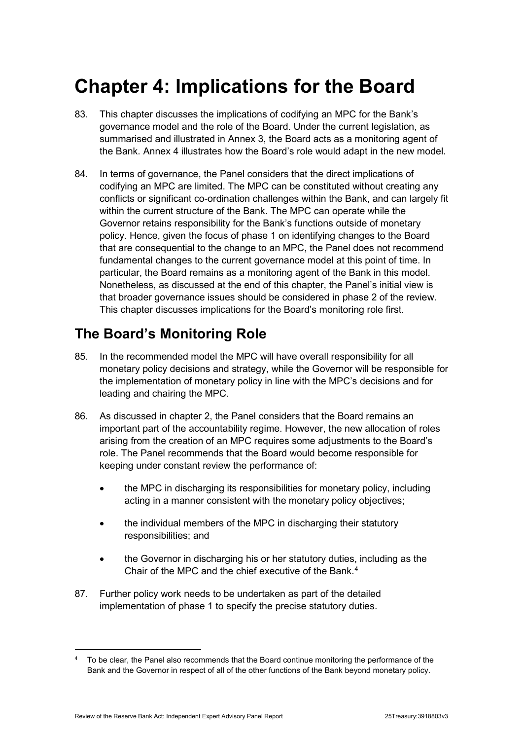# Chapter 4: Implications for the Board

83. This chapter discusses the implications of codifying an MPC for the Bank's governance model and the role of the Board. Under the current legislation, as summarised and illustrated in Annex 3, the Board acts as a monitoring agent of the Bank. Annex 4 illustrates how the Board's role would adapt in the new model.

84. In terms of governance, the Panel considers that the direct implications of codifying an MPC are limited. The MPC can be constituted without creating any conflicts or significant co-ordination challenges within the Bank, and can largely fit within the current structure of the Bank. The MPC can operate while the Governor retains responsibility for the Bank's functions outside of monetary policy. Hence, given the focus of phase 1 on identifying changes to the Board that are consequential to the change to an MPC, the Panel does not recommend fundamental changes to the current governance model at this point of time. In particular, the Board remains as a monitoring agent of the Bank in this model. Nonetheless, as discussed at the end of this chapter, the Panel's initial view is that broader governance issues should be considered in phase 2 of the review. This chapter discusses implications for the Board's monitoring role first.

## The Board's Monitoring Role

85. In the recommended model the MPC will have overall responsibility for all monetary policy decisions and strategy, while the Governor will be responsible for the implementation of monetary policy in line with the MPC's decisions and for leading and chairing the MPC.

86. As discussed in chapter 2, the Panel considers that the Board remains an important part of the accountability regime. However, the new allocation of roles arising from the creation of an MPC requires some adjustments to the Board's role. The Panel recommends that the Board would become responsible for keeping under constant review the performance of:

    - the MPC in discharging its responsibilities for monetary policy, including acting in a manner consistent with the monetary policy objectives;
    - the individual members of the MPC in discharging their statutory responsibilities; and
    - the Governor in discharging his or her statutory duties, including as the Chair of the MPC and the chief executive of the Bank.[4]

87. Further policy work needs to be undertaken as part of the detailed implementation of phase 1 to specify the precise statutory duties.

[4] To be clear, the Panel also recommends that the Board continue monitoring the performance of the Bank and the Governor in respect of all of the other functions of the Bank beyond monetary policy.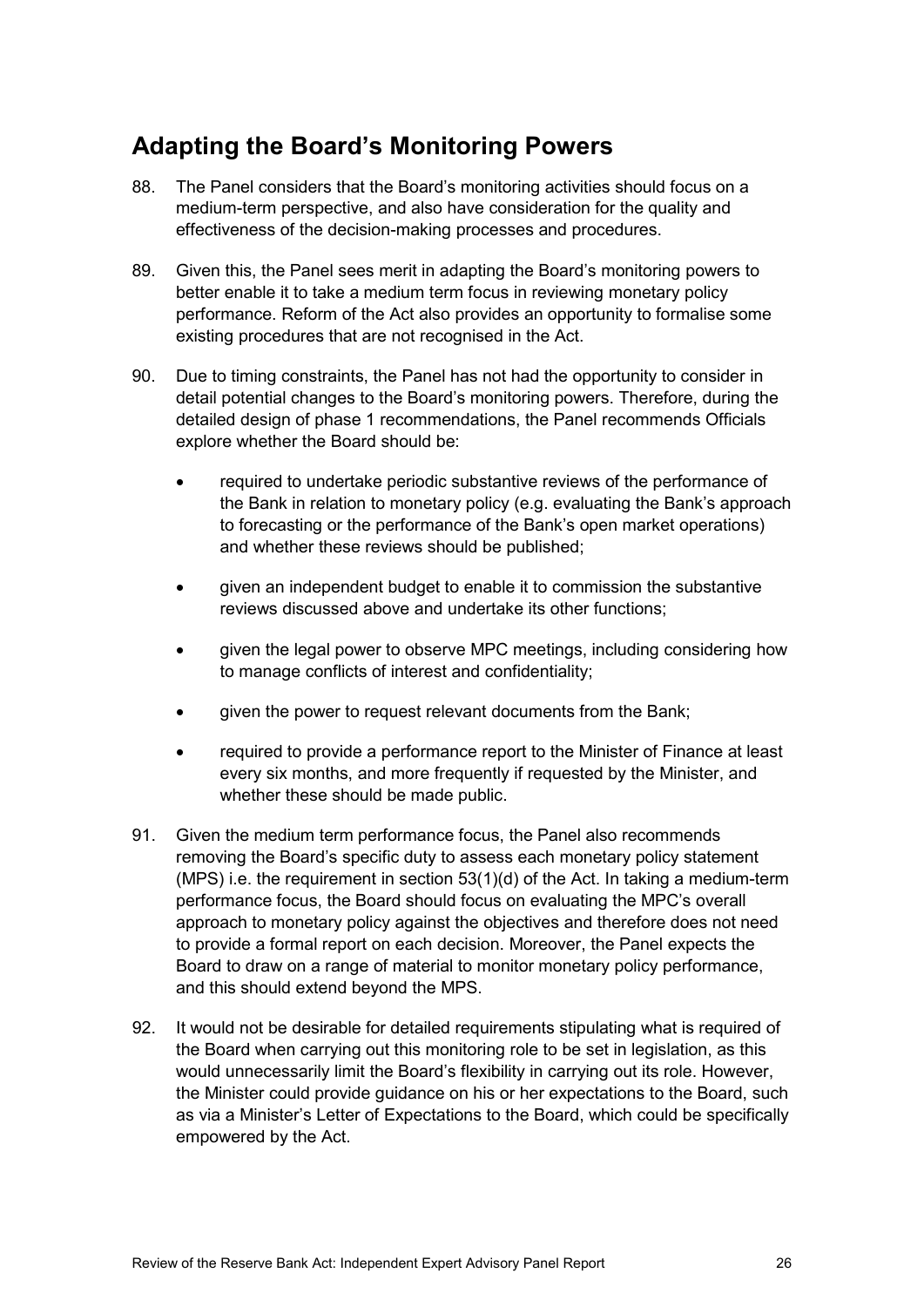## Adapting the Board's Monitoring Powers

88. The Panel considers that the Board's monitoring activities should focus on a medium-term perspective, and also have consideration for the quality and effectiveness of the decision-making processes and procedures.

89. Given this, the Panel sees merit in adapting the Board's monitoring powers to better enable it to take a medium term focus in reviewing monetary policy performance. Reform of the Act also provides an opportunity to formalise some existing procedures that are not recognised in the Act.

90. Due to timing constraints, the Panel has not had the opportunity to consider in detail potential changes to the Board's monitoring powers. Therefore, during the detailed design of phase 1 recommendations, the Panel recommends Officials explore whether the Board should be:

    - required to undertake periodic substantive reviews of the performance of the Bank in relation to monetary policy (e.g. evaluating the Bank's approach to forecasting or the performance of the Bank's open market operations) and whether these reviews should be published;
    - given an independent budget to enable it to commission the substantive reviews discussed above and undertake its other functions;
    - given the legal power to observe MPC meetings, including considering how to manage conflicts of interest and confidentiality;
    - given the power to request relevant documents from the Bank;
    - required to provide a performance report to the Minister of Finance at least every six months, and more frequently if requested by the Minister, and whether these should be made public.

91. Given the medium term performance focus, the Panel also recommends removing the Board's specific duty to assess each monetary policy statement (MPS) i.e. the requirement in section 53(1)(d) of the Act. In taking a medium-term performance focus, the Board should focus on evaluating the MPC's overall approach to monetary policy against the objectives and therefore does not need to provide a formal report on each decision. Moreover, the Panel expects the Board to draw on a range of material to monitor monetary policy performance, and this should extend beyond the MPS.

92. It would not be desirable for detailed requirements stipulating what is required of the Board when carrying out this monitoring role to be set in legislation, as this would unnecessarily limit the Board's flexibility in carrying out its role. However, the Minister could provide guidance on his or her expectations to the Board, such as via a Minister's Letter of Expectations to the Board, which could be specifically empowered by the Act.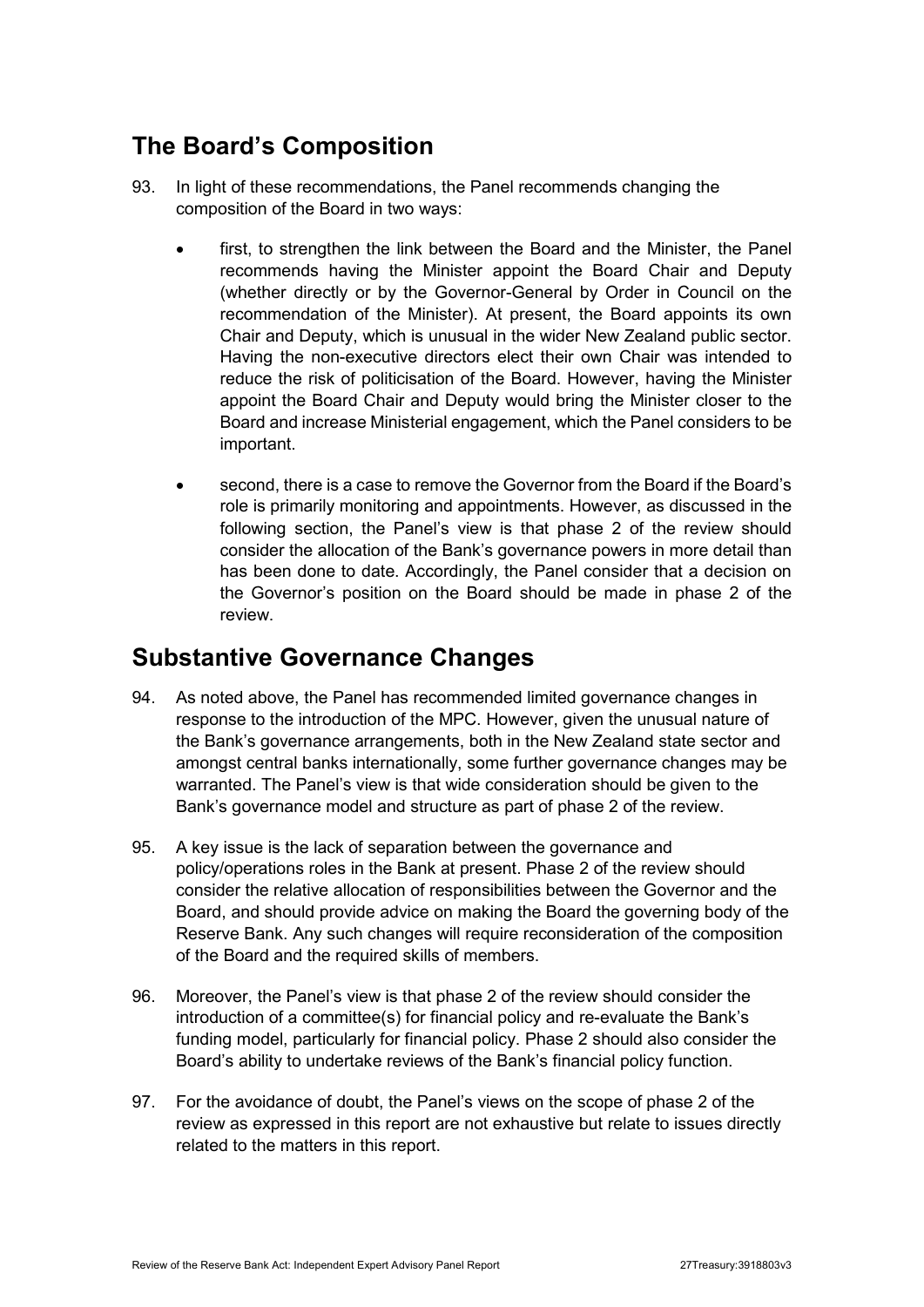## The Board's Composition

93. In light of these recommendations, the Panel recommends changing the composition of the Board in two ways:

    - first, to strengthen the link between the Board and the Minister, the Panel recommends having the Minister appoint the Board Chair and Deputy (whether directly or by the Governor-General by Order in Council on the recommendation of the Minister). At present, the Board appoints its own Chair and Deputy, which is unusual in the wider New Zealand public sector. Having the non-executive directors elect their own Chair was intended to reduce the risk of politicisation of the Board. However, having the Minister appoint the Board Chair and Deputy would bring the Minister closer to the Board and increase Ministerial engagement, which the Panel considers to be important.
    - second, there is a case to remove the Governor from the Board if the Board's role is primarily monitoring and appointments. However, as discussed in the following section, the Panel's view is that phase 2 of the review should consider the allocation of the Bank's governance powers in more detail than has been done to date. Accordingly, the Panel consider that a decision on the Governor's position on the Board should be made in phase 2 of the review.

## Substantive Governance Changes

94. As noted above, the Panel has recommended limited governance changes in response to the introduction of the MPC. However, given the unusual nature of the Bank's governance arrangements, both in the New Zealand state sector and amongst central banks internationally, some further governance changes may be warranted. The Panel's view is that wide consideration should be given to the Bank's governance model and structure as part of phase 2 of the review.

95. A key issue is the lack of separation between the governance and policy/operations roles in the Bank at present. Phase 2 of the review should consider the relative allocation of responsibilities between the Governor and the Board, and should provide advice on making the Board the governing body of the Reserve Bank. Any such changes will require reconsideration of the composition of the Board and the required skills of members.

96. Moreover, the Panel's view is that phase 2 of the review should consider the introduction of a committee(s) for financial policy and re-evaluate the Bank's funding model, particularly for financial policy. Phase 2 should also consider the Board's ability to undertake reviews of the Bank's financial policy function.

97. For the avoidance of doubt, the Panel's views on the scope of phase 2 of the review as expressed in this report are not exhaustive but relate to issues directly related to the matters in this report.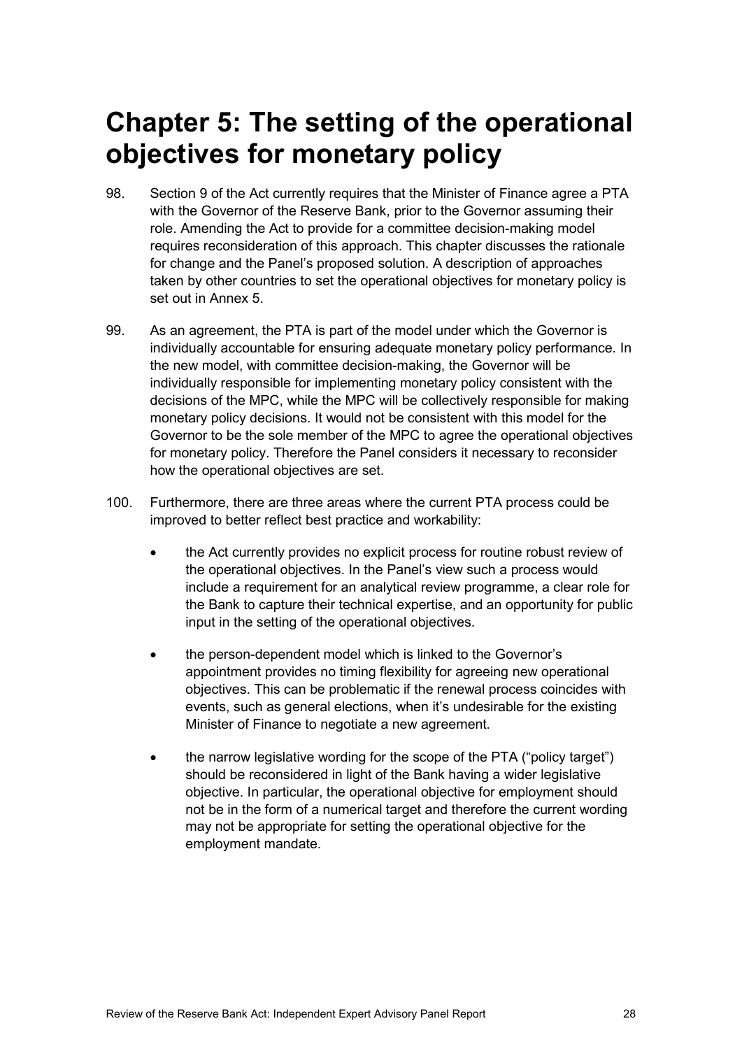# Chapter 5: The setting of the operational objectives for monetary policy

98. Section 9 of the Act currently requires that the Minister of Finance agree a PTA with the Governor of the Reserve Bank, prior to the Governor assuming their role. Amending the Act to provide for a committee decision-making model requires reconsideration of this approach. This chapter discusses the rationale for change and the Panel's proposed solution. A description of approaches taken by other countries to set the operational objectives for monetary policy is set out in Annex 5.

99. As an agreement, the PTA is part of the model under which the Governor is individually accountable for ensuring adequate monetary policy performance. In the new model, with committee decision-making, the Governor will be individually responsible for implementing monetary policy consistent with the decisions of the MPC, while the MPC will be collectively responsible for making monetary policy decisions. It would not be consistent with this model for the Governor to be the sole member of the MPC to agree the operational objectives for monetary policy. Therefore the Panel considers it necessary to reconsider how the operational objectives are set.

100. Furthermore, there are three areas where the current PTA process could be improved to better reflect best practice and workability:

    - the Act currently provides no explicit process for routine robust review of the operational objectives. In the Panel's view such a process would include a requirement for an analytical review programme, a clear role for the Bank to capture their technical expertise, and an opportunity for public input in the setting of the operational objectives.
    - the person-dependent model which is linked to the Governor's appointment provides no timing flexibility for agreeing new operational objectives. This can be problematic if the renewal process coincides with events, such as general elections, when it's undesirable for the existing Minister of Finance to negotiate a new agreement.
    - the narrow legislative wording for the scope of the PTA ("policy target") should be reconsidered in light of the Bank having a wider legislative objective. In particular, the operational objective for employment should not be in the form of a numerical target and therefore the current wording may not be appropriate for setting the operational objective for the employment mandate.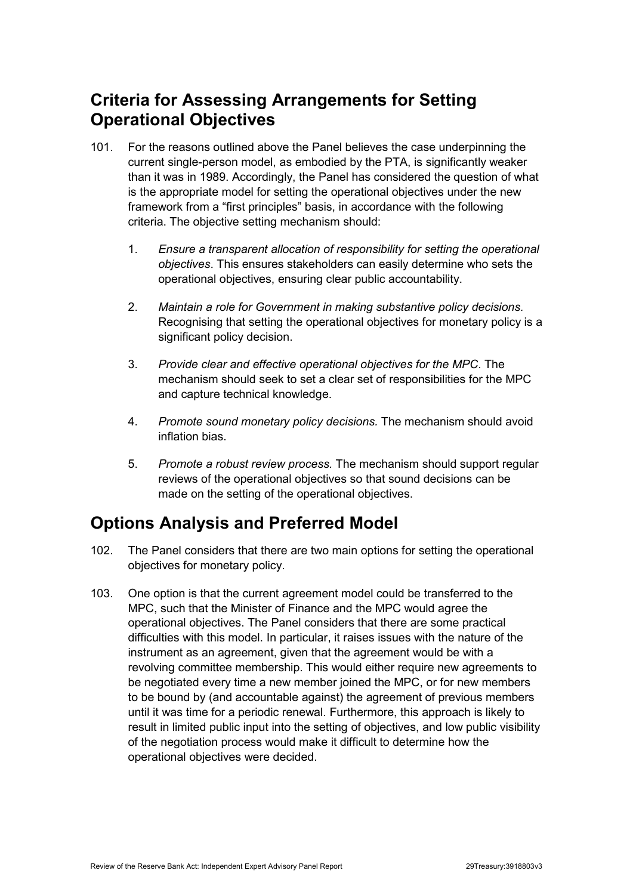## Criteria for Assessing Arrangements for Setting Operational Objectives

101. For the reasons outlined above the Panel believes the case underpinning the current single-person model, as embodied by the PTA, is significantly weaker than it was in 1989. Accordingly, the Panel has considered the question of what is the appropriate model for setting the operational objectives under the new framework from a "first principles" basis, in accordance with the following criteria. The objective setting mechanism should:

    1. *Ensure a transparent allocation of responsibility for setting the operational objectives*. This ensures stakeholders can easily determine who sets the operational objectives, ensuring clear public accountability.

    2. *Maintain a role for Government in making substantive policy decisions.* Recognising that setting the operational objectives for monetary policy is a significant policy decision.

    3. *Provide clear and effective operational objectives for the MPC*. The mechanism should seek to set a clear set of responsibilities for the MPC and capture technical knowledge.

    4. *Promote sound monetary policy decisions.* The mechanism should avoid inflation bias.

    5. *Promote a robust review process.* The mechanism should support regular reviews of the operational objectives so that sound decisions can be made on the setting of the operational objectives.

## Options Analysis and Preferred Model

102. The Panel considers that there are two main options for setting the operational objectives for monetary policy.

103. One option is that the current agreement model could be transferred to the MPC, such that the Minister of Finance and the MPC would agree the operational objectives. The Panel considers that there are some practical difficulties with this model. In particular, it raises issues with the nature of the instrument as an agreement, given that the agreement would be with a revolving committee membership. This would either require new agreements to be negotiated every time a new member joined the MPC, or for new members to be bound by (and accountable against) the agreement of previous members until it was time for a periodic renewal. Furthermore, this approach is likely to result in limited public input into the setting of objectives, and low public visibility of the negotiation process would make it difficult to determine how the operational objectives were decided.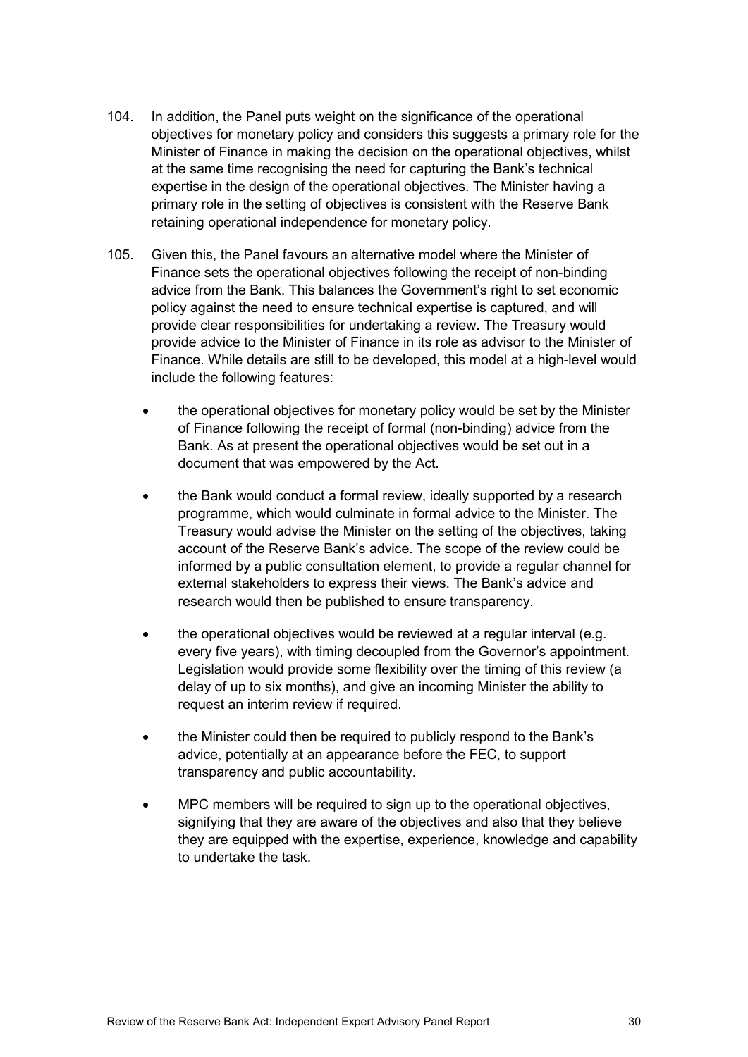104. In addition, the Panel puts weight on the significance of the operational objectives for monetary policy and considers this suggests a primary role for the Minister of Finance in making the decision on the operational objectives, whilst at the same time recognising the need for capturing the Bank's technical expertise in the design of the operational objectives. The Minister having a primary role in the setting of objectives is consistent with the Reserve Bank retaining operational independence for monetary policy.

105. Given this, the Panel favours an alternative model where the Minister of Finance sets the operational objectives following the receipt of non-binding advice from the Bank. This balances the Government's right to set economic policy against the need to ensure technical expertise is captured, and will provide clear responsibilities for undertaking a review. The Treasury would provide advice to the Minister of Finance in its role as advisor to the Minister of Finance. While details are still to be developed, this model at a high-level would include the following features:

   - the operational objectives for monetary policy would be set by the Minister of Finance following the receipt of formal (non-binding) advice from the Bank. As at present the operational objectives would be set out in a document that was empowered by the Act.
   - the Bank would conduct a formal review, ideally supported by a research programme, which would culminate in formal advice to the Minister. The Treasury would advise the Minister on the setting of the objectives, taking account of the Reserve Bank's advice. The scope of the review could be informed by a public consultation element, to provide a regular channel for external stakeholders to express their views. The Bank's advice and research would then be published to ensure transparency.
   - the operational objectives would be reviewed at a regular interval (e.g. every five years), with timing decoupled from the Governor's appointment. Legislation would provide some flexibility over the timing of this review (a delay of up to six months), and give an incoming Minister the ability to request an interim review if required.
   - the Minister could then be required to publicly respond to the Bank's advice, potentially at an appearance before the FEC, to support transparency and public accountability.
   - MPC members will be required to sign up to the operational objectives, signifying that they are aware of the objectives and also that they believe they are equipped with the expertise, experience, knowledge and capability to undertake the task.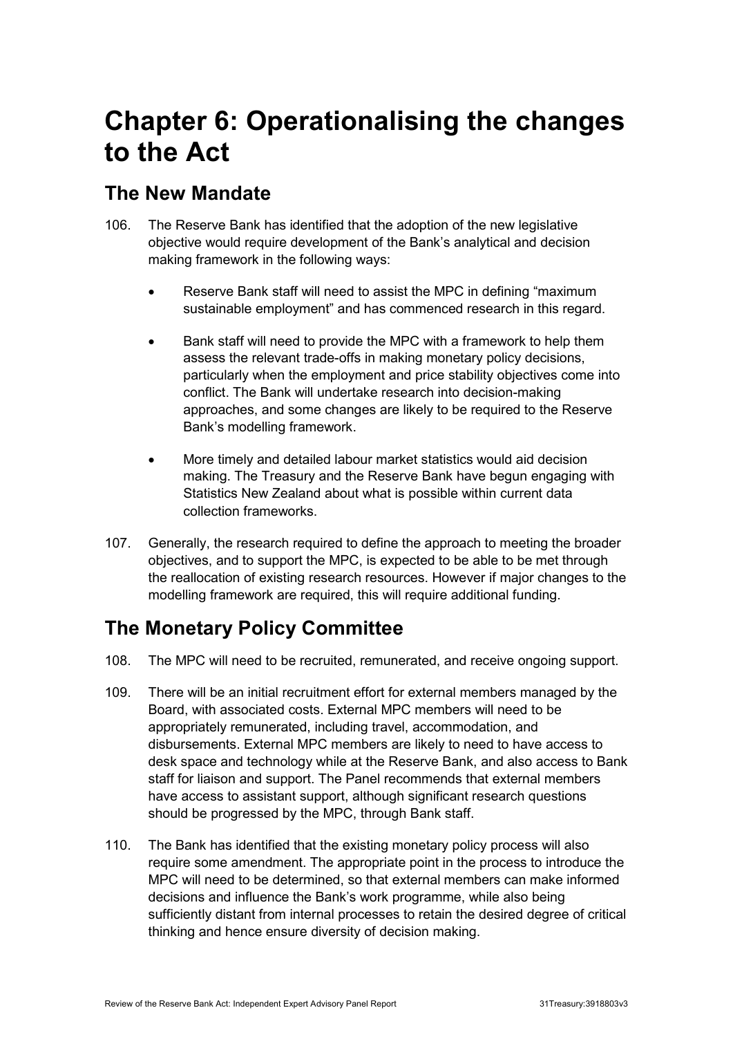# Chapter 6: Operationalising the changes to the Act

## The New Mandate

106. The Reserve Bank has identified that the adoption of the new legislative objective would require development of the Bank's analytical and decision making framework in the following ways:

    - Reserve Bank staff will need to assist the MPC in defining "maximum sustainable employment" and has commenced research in this regard.

    - Bank staff will need to provide the MPC with a framework to help them assess the relevant trade-offs in making monetary policy decisions, particularly when the employment and price stability objectives come into conflict. The Bank will undertake research into decision-making approaches, and some changes are likely to be required to the Reserve Bank's modelling framework.

    - More timely and detailed labour market statistics would aid decision making. The Treasury and the Reserve Bank have begun engaging with Statistics New Zealand about what is possible within current data collection frameworks.

107. Generally, the research required to define the approach to meeting the broader objectives, and to support the MPC, is expected to be able to be met through the reallocation of existing research resources. However if major changes to the modelling framework are required, this will require additional funding.

## The Monetary Policy Committee

108. The MPC will need to be recruited, remunerated, and receive ongoing support.

109. There will be an initial recruitment effort for external members managed by the Board, with associated costs. External MPC members will need to be appropriately remunerated, including travel, accommodation, and disbursements. External MPC members are likely to need to have access to desk space and technology while at the Reserve Bank, and also access to Bank staff for liaison and support. The Panel recommends that external members have access to assistant support, although significant research questions should be progressed by the MPC, through Bank staff.

110. The Bank has identified that the existing monetary policy process will also require some amendment. The appropriate point in the process to introduce the MPC will need to be determined, so that external members can make informed decisions and influence the Bank's work programme, while also being sufficiently distant from internal processes to retain the desired degree of critical thinking and hence ensure diversity of decision making.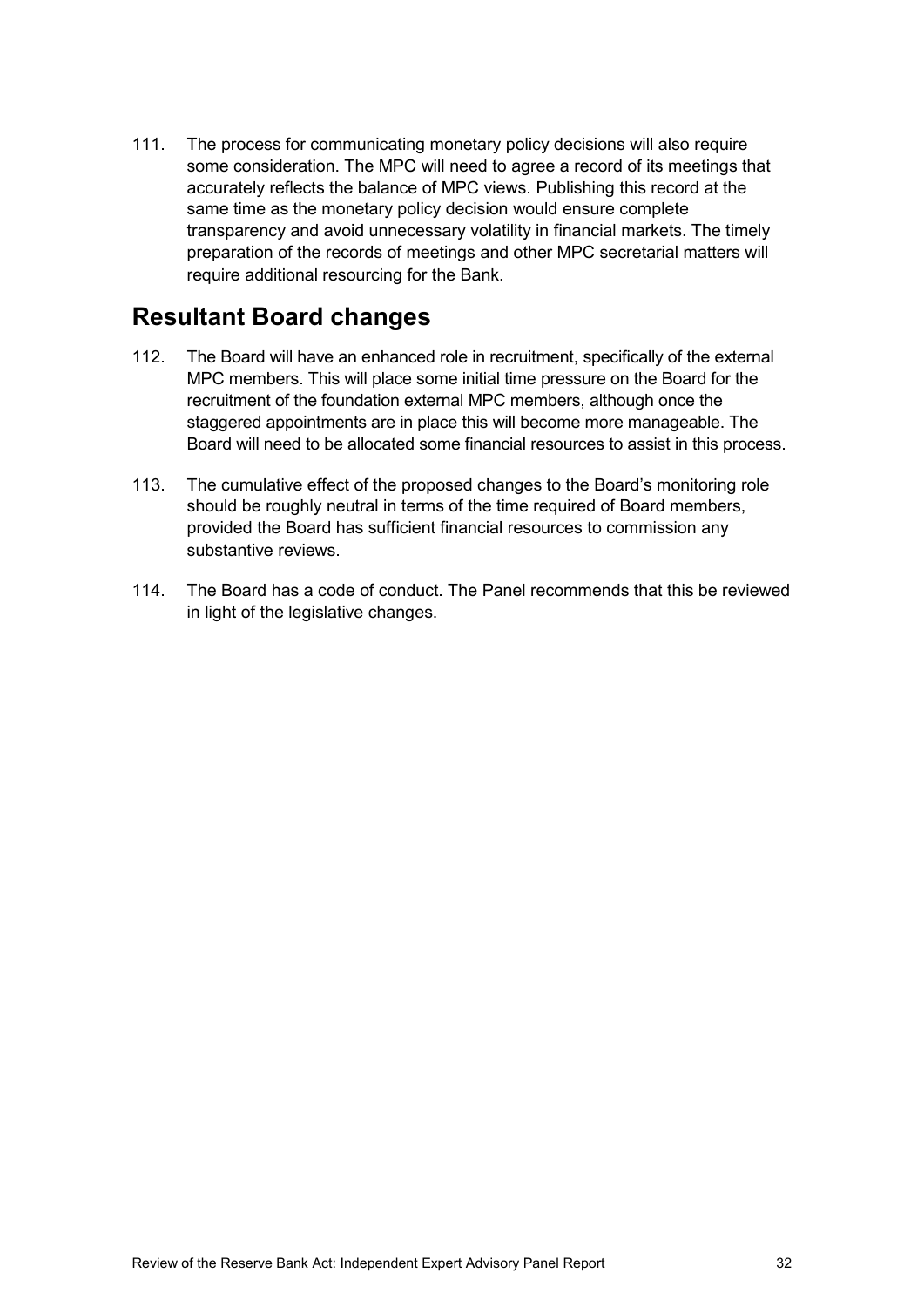111. The process for communicating monetary policy decisions will also require some consideration. The MPC will need to agree a record of its meetings that accurately reflects the balance of MPC views. Publishing this record at the same time as the monetary policy decision would ensure complete transparency and avoid unnecessary volatility in financial markets. The timely preparation of the records of meetings and other MPC secretarial matters will require additional resourcing for the Bank.

## Resultant Board changes

112. The Board will have an enhanced role in recruitment, specifically of the external MPC members. This will place some initial time pressure on the Board for the recruitment of the foundation external MPC members, although once the staggered appointments are in place this will become more manageable. The Board will need to be allocated some financial resources to assist in this process.

113. The cumulative effect of the proposed changes to the Board's monitoring role should be roughly neutral in terms of the time required of Board members, provided the Board has sufficient financial resources to commission any substantive reviews.

114. The Board has a code of conduct. The Panel recommends that this be reviewed in light of the legislative changes.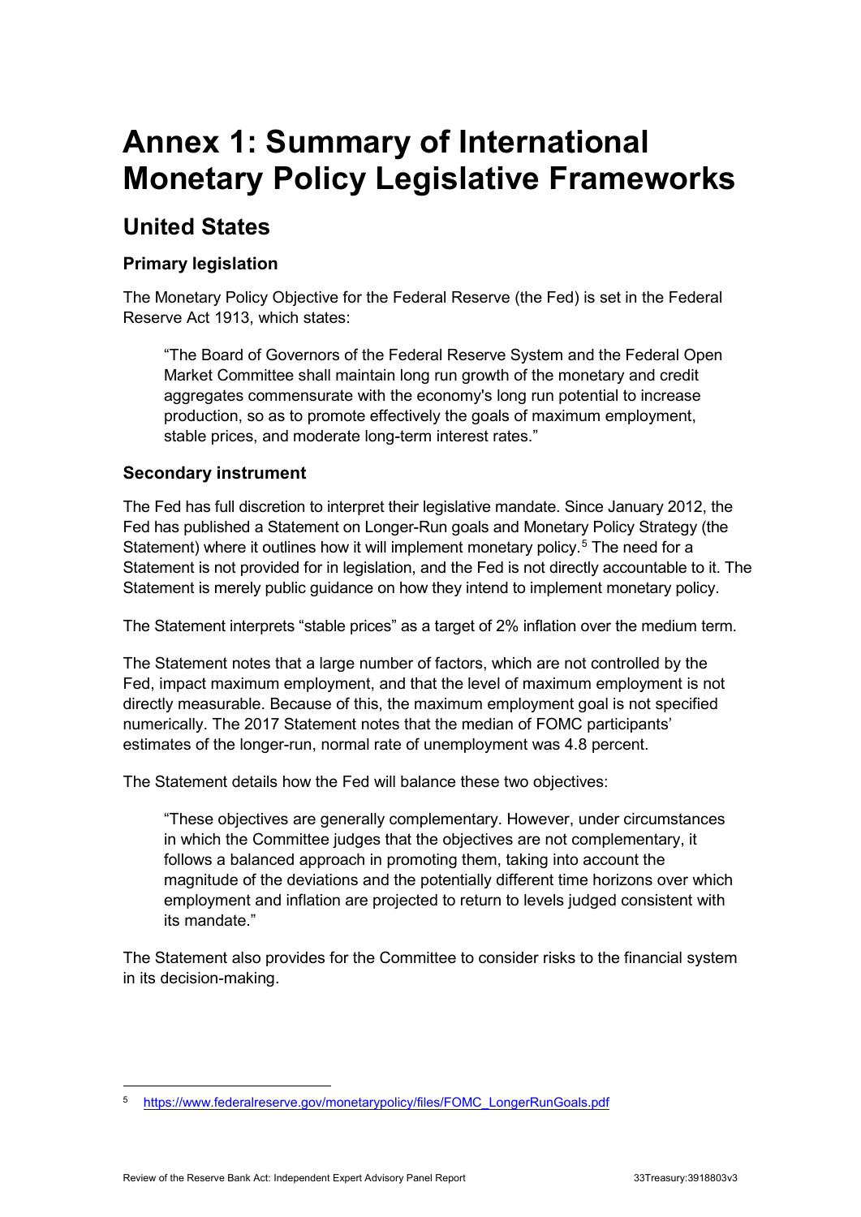# Annex 1: Summary of International Monetary Policy Legislative Frameworks

## United States

### Primary legislation

The Monetary Policy Objective for the Federal Reserve (the Fed) is set in the Federal Reserve Act 1913, which states:

> "The Board of Governors of the Federal Reserve System and the Federal Open Market Committee shall maintain long run growth of the monetary and credit aggregates commensurate with the economy's long run potential to increase production, so as to promote effectively the goals of maximum employment, stable prices, and moderate long-term interest rates."

### Secondary instrument

The Fed has full discretion to interpret their legislative mandate. Since January 2012, the Fed has published a Statement on Longer-Run goals and Monetary Policy Strategy (the Statement) where it outlines how it will implement monetary policy.[5] The need for a Statement is not provided for in legislation, and the Fed is not directly accountable to it. The Statement is merely public guidance on how they intend to implement monetary policy.

The Statement interprets "stable prices" as a target of 2% inflation over the medium term.

The Statement notes that a large number of factors, which are not controlled by the Fed, impact maximum employment, and that the level of maximum employment is not directly measurable. Because of this, the maximum employment goal is not specified numerically. The 2017 Statement notes that the median of FOMC participants' estimates of the longer-run, normal rate of unemployment was 4.8 percent.

The Statement details how the Fed will balance these two objectives:

> "These objectives are generally complementary. However, under circumstances in which the Committee judges that the objectives are not complementary, it follows a balanced approach in promoting them, taking into account the magnitude of the deviations and the potentially different time horizons over which employment and inflation are projected to return to levels judged consistent with its mandate."

The Statement also provides for the Committee to consider risks to the financial system in its decision-making.

[5] https://www.federalreserve.gov/monetarypolicy/files/FOMC_LongerRunGoals.pdf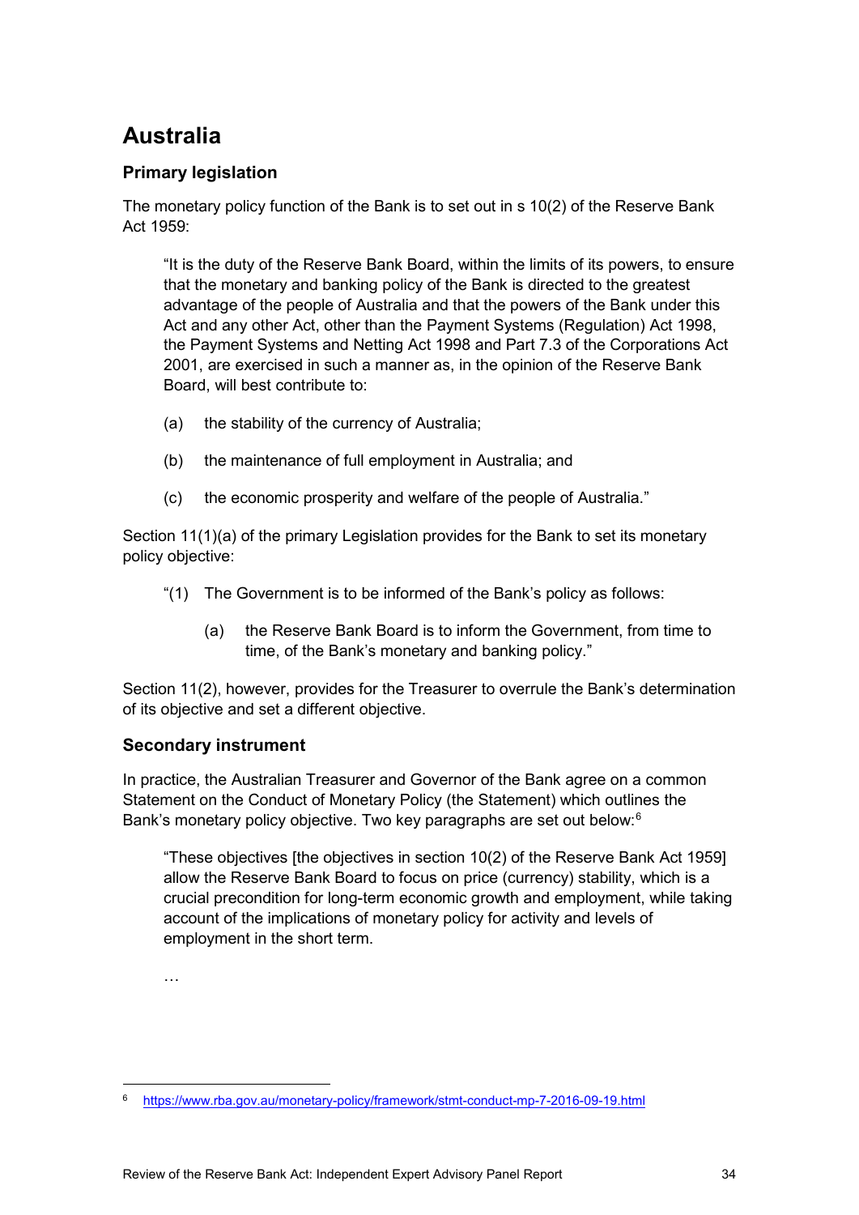# Australia

## Primary legislation

The monetary policy function of the Bank is to set out in s 10(2) of the Reserve Bank Act 1959:

> "It is the duty of the Reserve Bank Board, within the limits of its powers, to ensure that the monetary and banking policy of the Bank is directed to the greatest advantage of the people of Australia and that the powers of the Bank under this Act and any other Act, other than the Payment Systems (Regulation) Act 1998, the Payment Systems and Netting Act 1998 and Part 7.3 of the Corporations Act 2001, are exercised in such a manner as, in the opinion of the Reserve Bank Board, will best contribute to:
>
> (a) the stability of the currency of Australia;
>
> (b) the maintenance of full employment in Australia; and
>
> (c) the economic prosperity and welfare of the people of Australia."

Section 11(1)(a) of the primary Legislation provides for the Bank to set its monetary policy objective:

> "(1) The Government is to be informed of the Bank's policy as follows:
>
> (a) the Reserve Bank Board is to inform the Government, from time to time, of the Bank's monetary and banking policy."

Section 11(2), however, provides for the Treasurer to overrule the Bank's determination of its objective and set a different objective.

## Secondary instrument

In practice, the Australian Treasurer and Governor of the Bank agree on a common Statement on the Conduct of Monetary Policy (the Statement) which outlines the Bank's monetary policy objective. Two key paragraphs are set out below:[6]

> "These objectives [the objectives in section 10(2) of the Reserve Bank Act 1959] allow the Reserve Bank Board to focus on price (currency) stability, which is a crucial precondition for long-term economic growth and employment, while taking account of the implications of monetary policy for activity and levels of employment in the short term.
>
> …

[6] https://www.rba.gov.au/monetary-policy/framework/stmt-conduct-mp-7-2016-09-19.html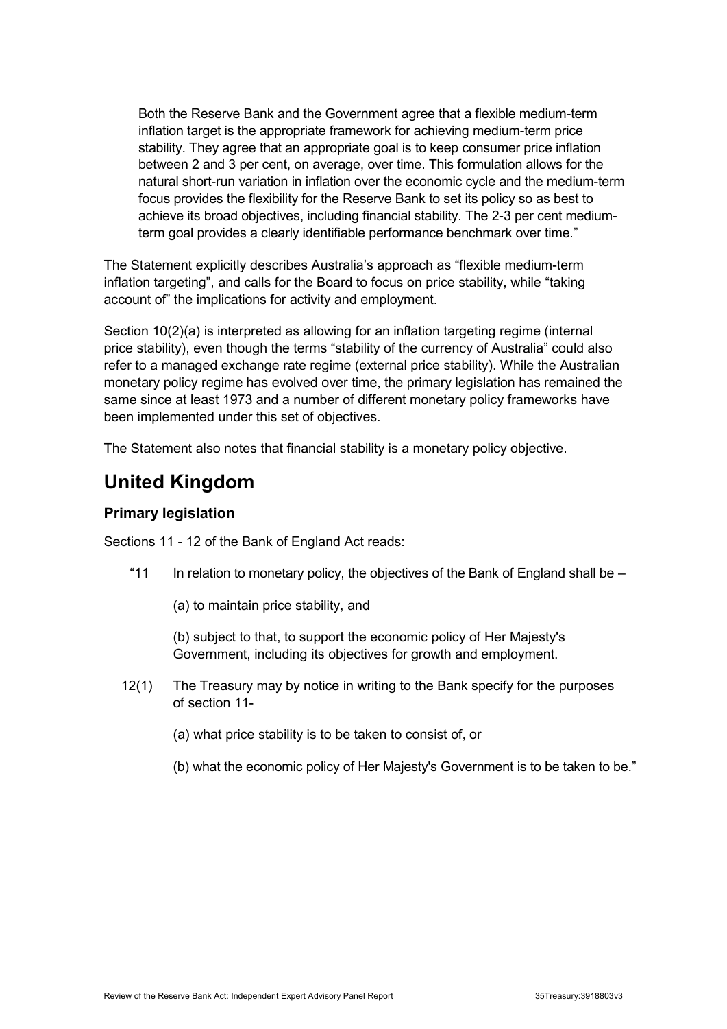> Both the Reserve Bank and the Government agree that a flexible medium-term inflation target is the appropriate framework for achieving medium-term price stability. They agree that an appropriate goal is to keep consumer price inflation between 2 and 3 per cent, on average, over time. This formulation allows for the natural short-run variation in inflation over the economic cycle and the medium-term focus provides the flexibility for the Reserve Bank to set its policy so as best to achieve its broad objectives, including financial stability. The 2-3 per cent medium-term goal provides a clearly identifiable performance benchmark over time."

The Statement explicitly describes Australia's approach as "flexible medium-term inflation targeting", and calls for the Board to focus on price stability, while "taking account of" the implications for activity and employment.

Section 10(2)(a) is interpreted as allowing for an inflation targeting regime (internal price stability), even though the terms "stability of the currency of Australia" could also refer to a managed exchange rate regime (external price stability). While the Australian monetary policy regime has evolved over time, the primary legislation has remained the same since at least 1973 and a number of different monetary policy frameworks have been implemented under this set of objectives.

The Statement also notes that financial stability is a monetary policy objective.

## United Kingdom

### Primary legislation

Sections 11 - 12 of the Bank of England Act reads:

> "11 In relation to monetary policy, the objectives of the Bank of England shall be –
>
> (a) to maintain price stability, and
>
> (b) subject to that, to support the economic policy of Her Majesty's Government, including its objectives for growth and employment.
>
> 12(1) The Treasury may by notice in writing to the Bank specify for the purposes of section 11-
>
> (a) what price stability is to be taken to consist of, or
>
> (b) what the economic policy of Her Majesty's Government is to be taken to be."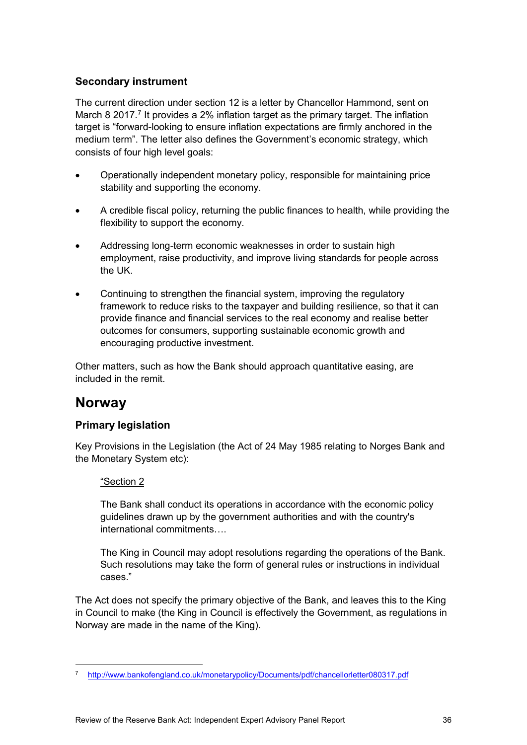### Secondary instrument

The current direction under section 12 is a letter by Chancellor Hammond, sent on March 8 2017.[7] It provides a 2% inflation target as the primary target. The inflation target is "forward-looking to ensure inflation expectations are firmly anchored in the medium term". The letter also defines the Government's economic strategy, which consists of four high level goals:

- Operationally independent monetary policy, responsible for maintaining price stability and supporting the economy.
- A credible fiscal policy, returning the public finances to health, while providing the flexibility to support the economy.
- Addressing long-term economic weaknesses in order to sustain high employment, raise productivity, and improve living standards for people across the UK.
- Continuing to strengthen the financial system, improving the regulatory framework to reduce risks to the taxpayer and building resilience, so that it can provide finance and financial services to the real economy and realise better outcomes for consumers, supporting sustainable economic growth and encouraging productive investment.

Other matters, such as how the Bank should approach quantitative easing, are included in the remit.

## Norway

### Primary legislation

Key Provisions in the Legislation (the Act of 24 May 1985 relating to Norges Bank and the Monetary System etc):

> "Section 2
>
> The Bank shall conduct its operations in accordance with the economic policy guidelines drawn up by the government authorities and with the country's international commitments….
>
> The King in Council may adopt resolutions regarding the operations of the Bank. Such resolutions may take the form of general rules or instructions in individual cases."

The Act does not specify the primary objective of the Bank, and leaves this to the King in Council to make (the King in Council is effectively the Government, as regulations in Norway are made in the name of the King).

---

[7] http://www.bankofengland.co.uk/monetarypolicy/Documents/pdf/chancellorletter080317.pdf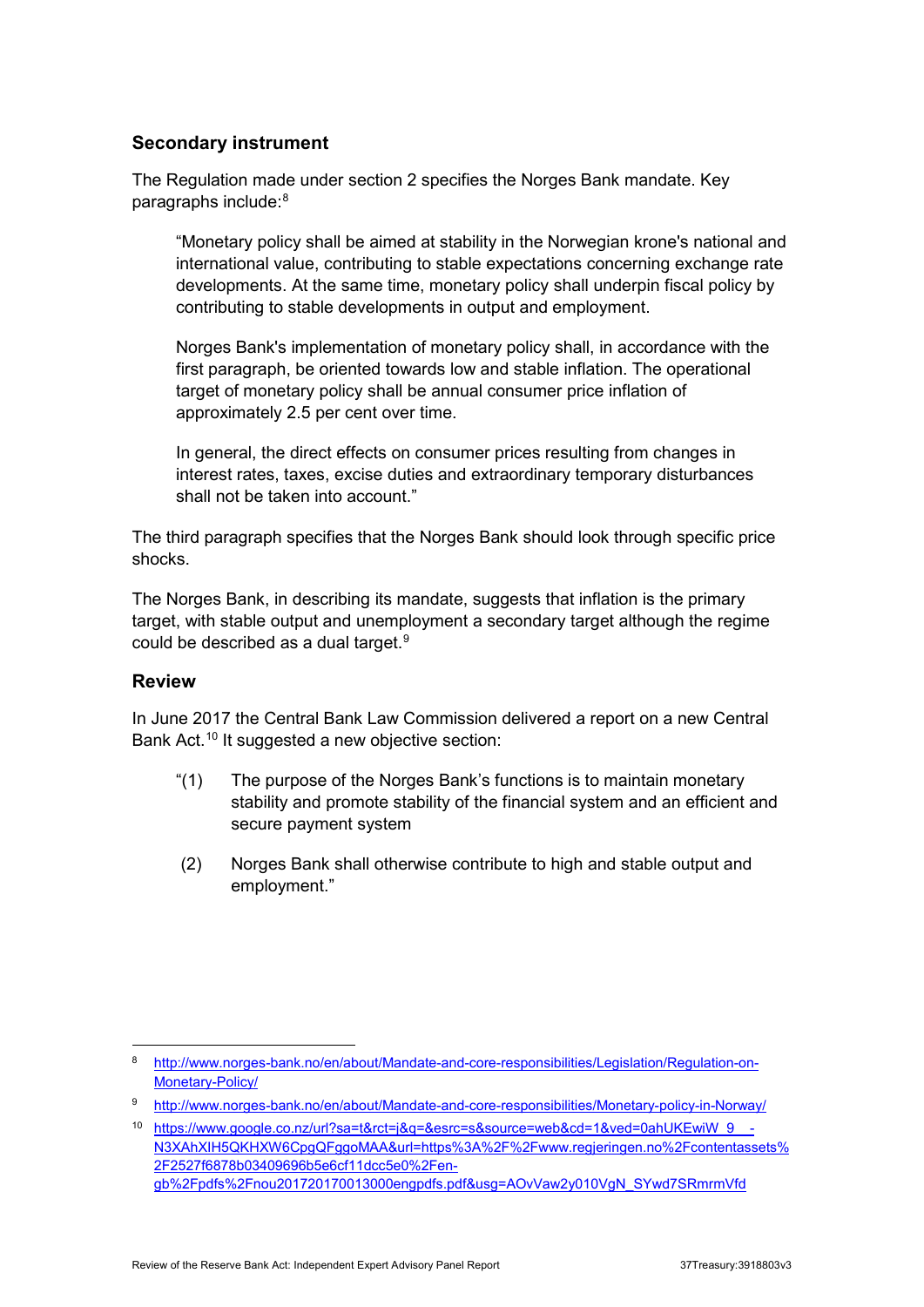### Secondary instrument

The Regulation made under section 2 specifies the Norges Bank mandate. Key paragraphs include:[8]

> "Monetary policy shall be aimed at stability in the Norwegian krone's national and international value, contributing to stable expectations concerning exchange rate developments. At the same time, monetary policy shall underpin fiscal policy by contributing to stable developments in output and employment.
>
> Norges Bank's implementation of monetary policy shall, in accordance with the first paragraph, be oriented towards low and stable inflation. The operational target of monetary policy shall be annual consumer price inflation of approximately 2.5 per cent over time.
>
> In general, the direct effects on consumer prices resulting from changes in interest rates, taxes, excise duties and extraordinary temporary disturbances shall not be taken into account."

The third paragraph specifies that the Norges Bank should look through specific price shocks.

The Norges Bank, in describing its mandate, suggests that inflation is the primary target, with stable output and unemployment a secondary target although the regime could be described as a dual target.[9]

### Review

In June 2017 the Central Bank Law Commission delivered a report on a new Central Bank Act.[10] It suggested a new objective section:

> "(1) The purpose of the Norges Bank's functions is to maintain monetary stability and promote stability of the financial system and an efficient and secure payment system
>
> (2) Norges Bank shall otherwise contribute to high and stable output and employment."

---

[8] http://www.norges-bank.no/en/about/Mandate-and-core-responsibilities/Legislation/Regulation-on-Monetary-Policy/

[9] http://www.norges-bank.no/en/about/Mandate-and-core-responsibilities/Monetary-policy-in-Norway/

[10] https://www.google.co.nz/url?sa=t&rct=j&q=&esrc=s&source=web&cd=1&ved=0ahUKEwiW_9__-N3XAhXIH5QKHXW6CpgQFggoMAA&url=https%3A%2F%2Fwww.regjeringen.no%2Fcontentassets%2F2527f6878b03409696b5e6cf11dcc5e0%2Fen-gb%2Fpdfs%2Fnou201720170013000engpdfs.pdf&usg=AOvVaw2y010VgN_SYwd7SRmrmVfd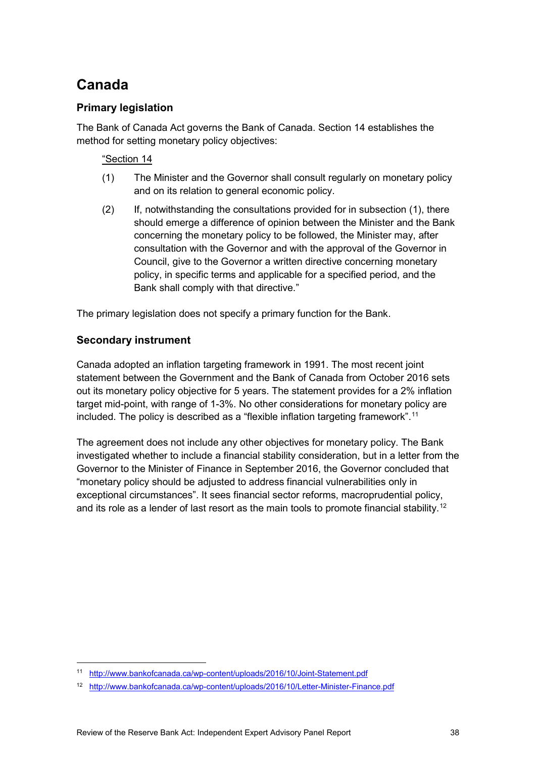# Canada

## Primary legislation

The Bank of Canada Act governs the Bank of Canada. Section 14 establishes the method for setting monetary policy objectives:

> "Section 14
>
> (1) The Minister and the Governor shall consult regularly on monetary policy and on its relation to general economic policy.
>
> (2) If, notwithstanding the consultations provided for in subsection (1), there should emerge a difference of opinion between the Minister and the Bank concerning the monetary policy to be followed, the Minister may, after consultation with the Governor and with the approval of the Governor in Council, give to the Governor a written directive concerning monetary policy, in specific terms and applicable for a specified period, and the Bank shall comply with that directive."

The primary legislation does not specify a primary function for the Bank.

## Secondary instrument

Canada adopted an inflation targeting framework in 1991. The most recent joint statement between the Government and the Bank of Canada from October 2016 sets out its monetary policy objective for 5 years. The statement provides for a 2% inflation target mid-point, with range of 1-3%. No other considerations for monetary policy are included. The policy is described as a "flexible inflation targeting framework".[11]

The agreement does not include any other objectives for monetary policy. The Bank investigated whether to include a financial stability consideration, but in a letter from the Governor to the Minister of Finance in September 2016, the Governor concluded that "monetary policy should be adjusted to address financial vulnerabilities only in exceptional circumstances". It sees financial sector reforms, macroprudential policy, and its role as a lender of last resort as the main tools to promote financial stability.[12]

---

[11] http://www.bankofcanada.ca/wp-content/uploads/2016/10/Joint-Statement.pdf

[12] http://www.bankofcanada.ca/wp-content/uploads/2016/10/Letter-Minister-Finance.pdf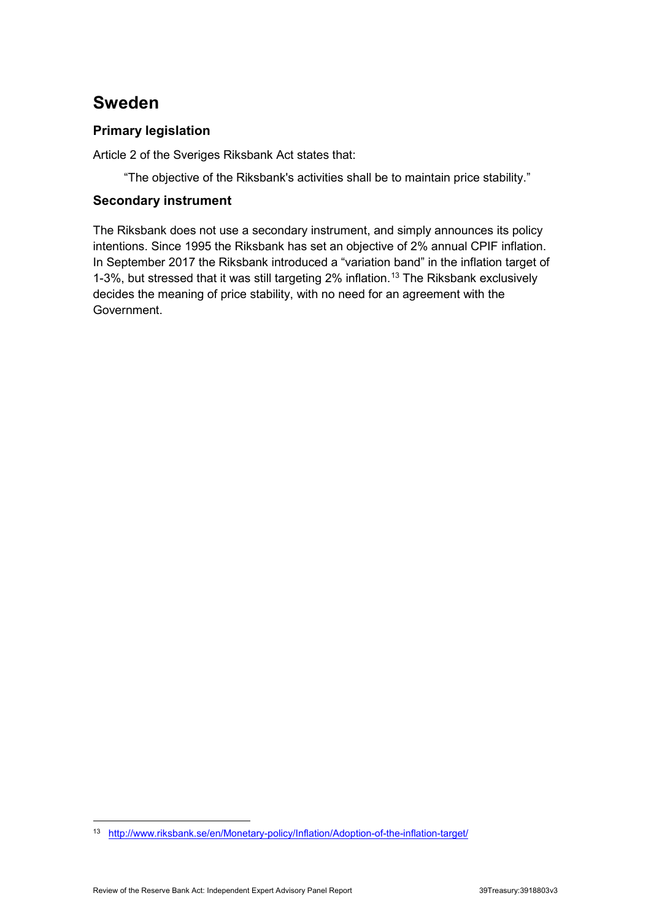# Sweden

### Primary legislation

Article 2 of the Sveriges Riksbank Act states that:

> "The objective of the Riksbank's activities shall be to maintain price stability."

### Secondary instrument

The Riksbank does not use a secondary instrument, and simply announces its policy intentions. Since 1995 the Riksbank has set an objective of 2% annual CPIF inflation. In September 2017 the Riksbank introduced a "variation band" in the inflation target of 1-3%, but stressed that it was still targeting 2% inflation.[13] The Riksbank exclusively decides the meaning of price stability, with no need for an agreement with the Government.

[13] http://www.riksbank.se/en/Monetary-policy/Inflation/Adoption-of-the-inflation-target/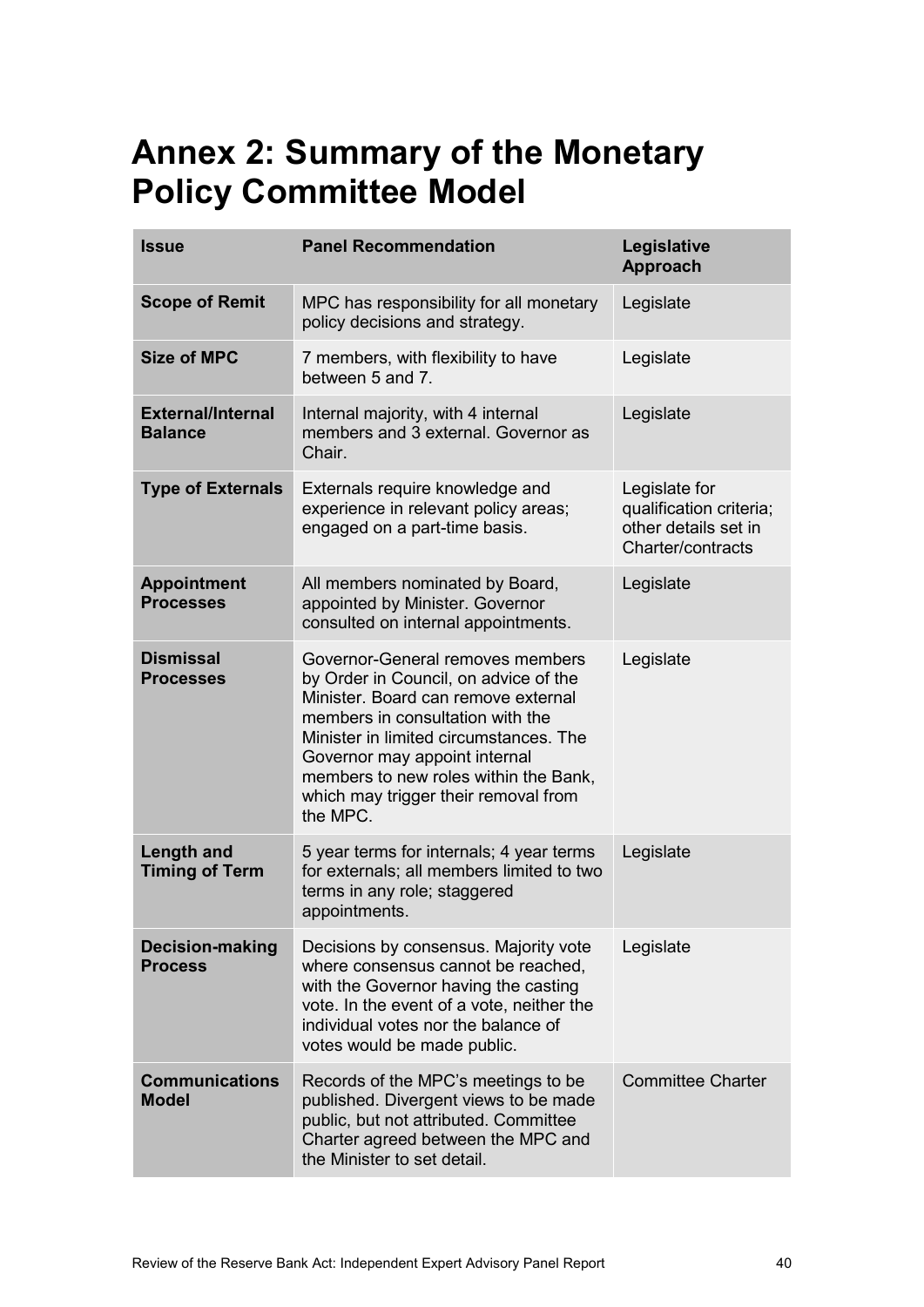# Annex 2: Summary of the Monetary Policy Committee Model

| Issue | Panel Recommendation | Legislative Approach |
|---|---|---|
| **Scope of Remit** | MPC has responsibility for all monetary policy decisions and strategy. | Legislate |
| **Size of MPC** | 7 members, with flexibility to have between 5 and 7. | Legislate |
| **External/Internal Balance** | Internal majority, with 4 internal members and 3 external. Governor as Chair. | Legislate |
| **Type of Externals** | Externals require knowledge and experience in relevant policy areas; engaged on a part-time basis. | Legislate for qualification criteria; other details set in Charter/contracts |
| **Appointment Processes** | All members nominated by Board, appointed by Minister. Governor consulted on internal appointments. | Legislate |
| **Dismissal Processes** | Governor-General removes members by Order in Council, on advice of the Minister. Board can remove external members in consultation with the Minister in limited circumstances. The Governor may appoint internal members to new roles within the Bank, which may trigger their removal from the MPC. | Legislate |
| **Length and Timing of Term** | 5 year terms for internals; 4 year terms for externals; all members limited to two terms in any role; staggered appointments. | Legislate |
| **Decision-making Process** | Decisions by consensus. Majority vote where consensus cannot be reached, with the Governor having the casting vote. In the event of a vote, neither the individual votes nor the balance of votes would be made public. | Legislate |
| **Communications Model** | Records of the MPC's meetings to be published. Divergent views to be made public, but not attributed. Committee Charter agreed between the MPC and the Minister to set detail. | Committee Charter |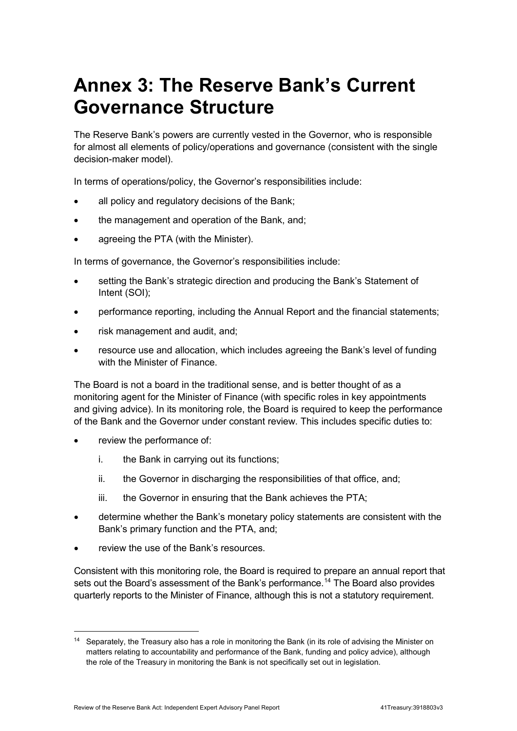# Annex 3: The Reserve Bank's Current Governance Structure

The Reserve Bank's powers are currently vested in the Governor, who is responsible for almost all elements of policy/operations and governance (consistent with the single decision-maker model).

In terms of operations/policy, the Governor's responsibilities include:

- all policy and regulatory decisions of the Bank;
- the management and operation of the Bank, and;
- agreeing the PTA (with the Minister).

In terms of governance, the Governor's responsibilities include:

- setting the Bank's strategic direction and producing the Bank's Statement of Intent (SOI);
- performance reporting, including the Annual Report and the financial statements;
- risk management and audit, and;
- resource use and allocation, which includes agreeing the Bank's level of funding with the Minister of Finance.

The Board is not a board in the traditional sense, and is better thought of as a monitoring agent for the Minister of Finance (with specific roles in key appointments and giving advice). In its monitoring role, the Board is required to keep the performance of the Bank and the Governor under constant review. This includes specific duties to:

- review the performance of:
    - i. the Bank in carrying out its functions;
    - ii. the Governor in discharging the responsibilities of that office, and;
    - iii. the Governor in ensuring that the Bank achieves the PTA;
- determine whether the Bank's monetary policy statements are consistent with the Bank's primary function and the PTA, and;
- review the use of the Bank's resources.

Consistent with this monitoring role, the Board is required to prepare an annual report that sets out the Board's assessment of the Bank's performance.[14] The Board also provides quarterly reports to the Minister of Finance, although this is not a statutory requirement.

[14] Separately, the Treasury also has a role in monitoring the Bank (in its role of advising the Minister on matters relating to accountability and performance of the Bank, funding and policy advice), although the role of the Treasury in monitoring the Bank is not specifically set out in legislation.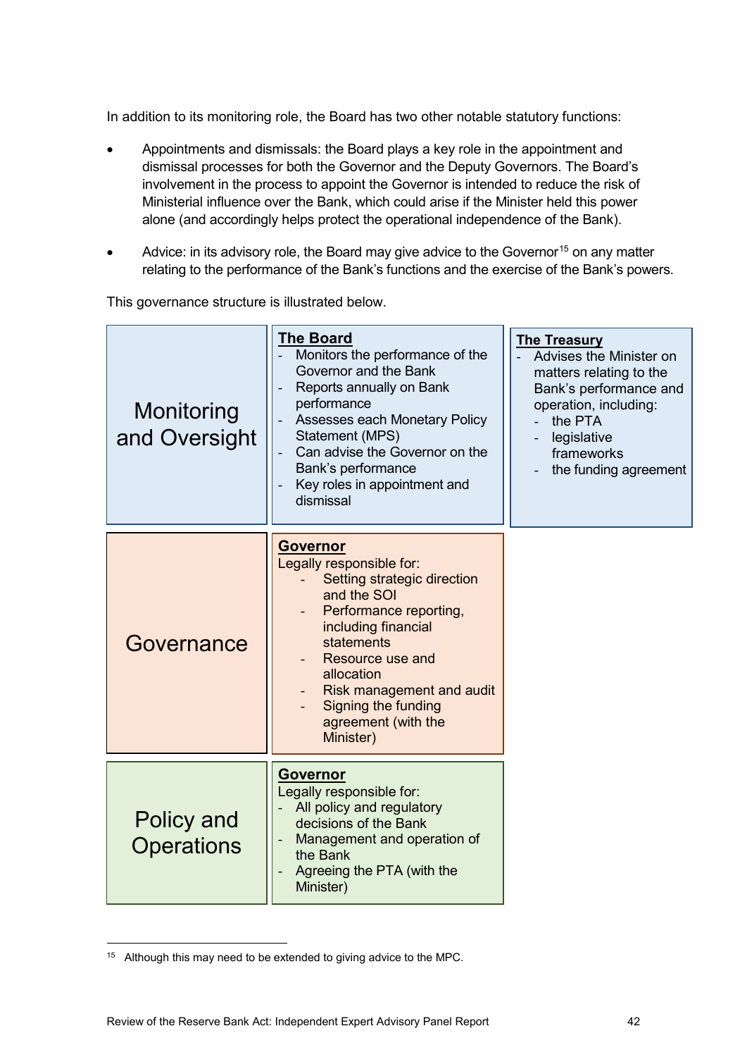In addition to its monitoring role, the Board has two other notable statutory functions:

- Appointments and dismissals: the Board plays a key role in the appointment and dismissal processes for both the Governor and the Deputy Governors. The Board's involvement in the process to appoint the Governor is intended to reduce the risk of Ministerial influence over the Bank, which could arise if the Minister held this power alone (and accordingly helps protect the operational independence of the Bank).

- Advice: in its advisory role, the Board may give advice to the Governor[15] on any matter relating to the performance of the Bank's functions and the exercise of the Bank's powers.

This governance structure is illustrated below.

| | | |
|---|---|---|
| Monitoring and Oversight | **The Board**<br>- Monitors the performance of the Governor and the Bank<br>- Reports annually on Bank performance<br>- Assesses each Monetary Policy Statement (MPS)<br>- Can advise the Governor on the Bank's performance<br>- Key roles in appointment and dismissal | **The Treasury**<br>- Advises the Minister on matters relating to the Bank's performance and operation, including:<br>  - the PTA<br>  - legislative frameworks<br>  - the funding agreement |
| Governance | **Governor**<br>Legally responsible for:<br>- Setting strategic direction and the SOI<br>- Performance reporting, including financial statements<br>- Resource use and allocation<br>- Risk management and audit<br>- Signing the funding agreement (with the Minister) | |
| Policy and Operations | **Governor**<br>Legally responsible for:<br>- All policy and regulatory decisions of the Bank<br>- Management and operation of the Bank<br>- Agreeing the PTA (with the Minister) | |

[15] Although this may need to be extended to giving advice to the MPC.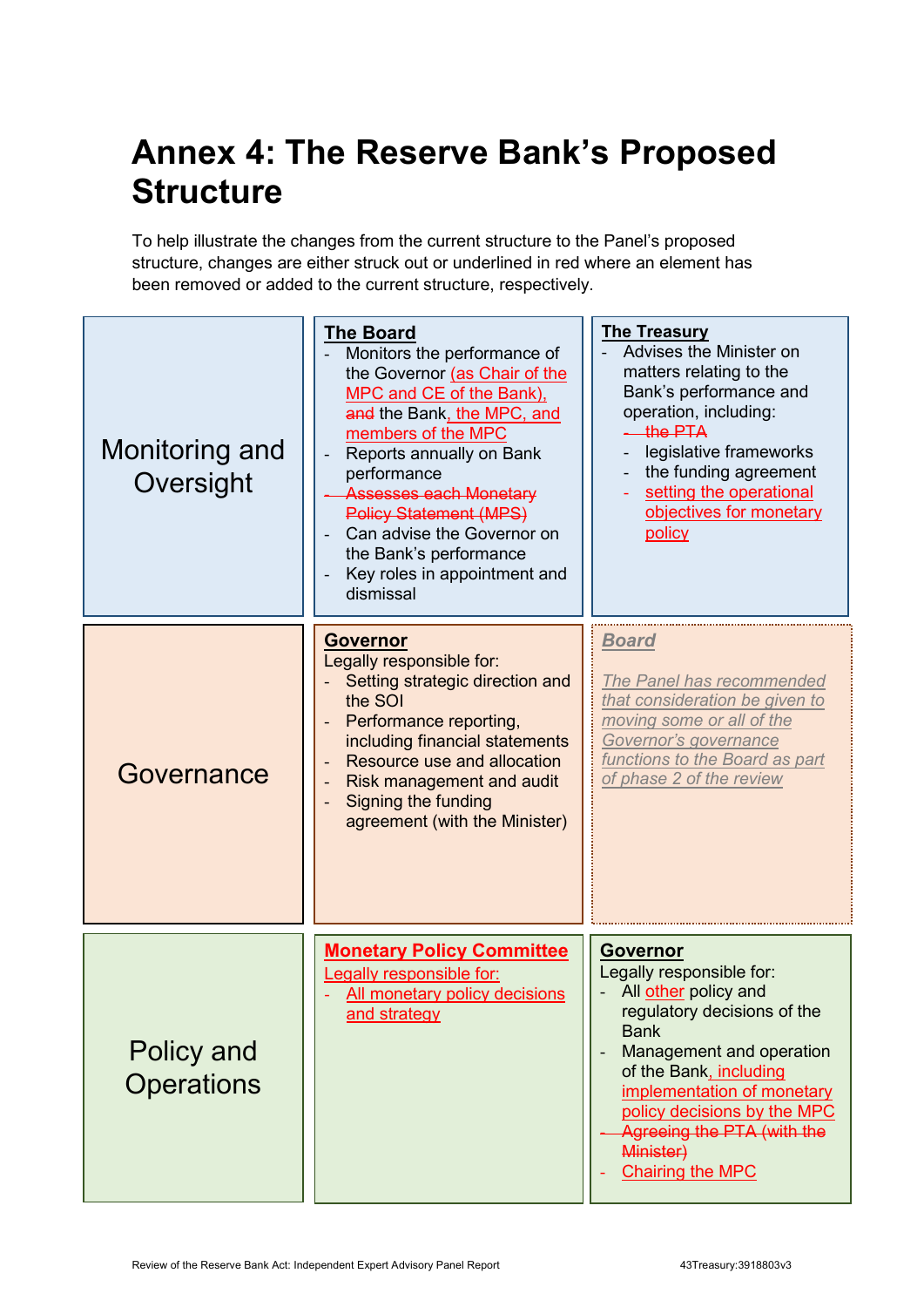# Annex 4: The Reserve Bank's Proposed Structure

To help illustrate the changes from the current structure to the Panel's proposed structure, changes are either struck out or underlined in red where an element has been removed or added to the current structure, respectively.

| | | |
|---|---|---|
| **Monitoring and Oversight** | **The Board**<br>- Monitors the performance of the Governor <u>(as Chair of the MPC and CE of the Bank),</u> ~~and~~ the Bank<u>, the MPC, and members of the MPC</u><br>- Reports annually on Bank performance<br>- ~~Assesses each Monetary Policy Statement (MPS)~~<br>- Can advise the Governor on the Bank's performance<br>- Key roles in appointment and dismissal | **The Treasury**<br>- Advises the Minister on matters relating to the Bank's performance and operation, including:<br>  - ~~the PTA~~<br>  - legislative frameworks<br>  - the funding agreement<br>  - <u>setting the operational objectives for monetary policy</u> |
| **Governance** | **Governor**<br>Legally responsible for:<br>- Setting strategic direction and the SOI<br>- Performance reporting, including financial statements<br>- Resource use and allocation<br>- Risk management and audit<br>- Signing the funding agreement (with the Minister) | ***<u>Board</u>***<br>*<u>The Panel has recommended that consideration be given to moving some or all of the Governor's governance functions to the Board as part of phase 2 of the review</u>* |
| **Policy and Operations** | **<u>Monetary Policy Committee</u>**<br><u>Legally responsible for:</u><br>- <u>All monetary policy decisions and strategy</u> | **Governor**<br>Legally responsible for:<br>- All <u>other</u> policy and regulatory decisions of the Bank<br>- Management and operation of the Bank<u>, including implementation of monetary policy decisions by the MPC</u><br>- ~~Agreeing the PTA (with the Minister)~~<br>- <u>Chairing the MPC</u> |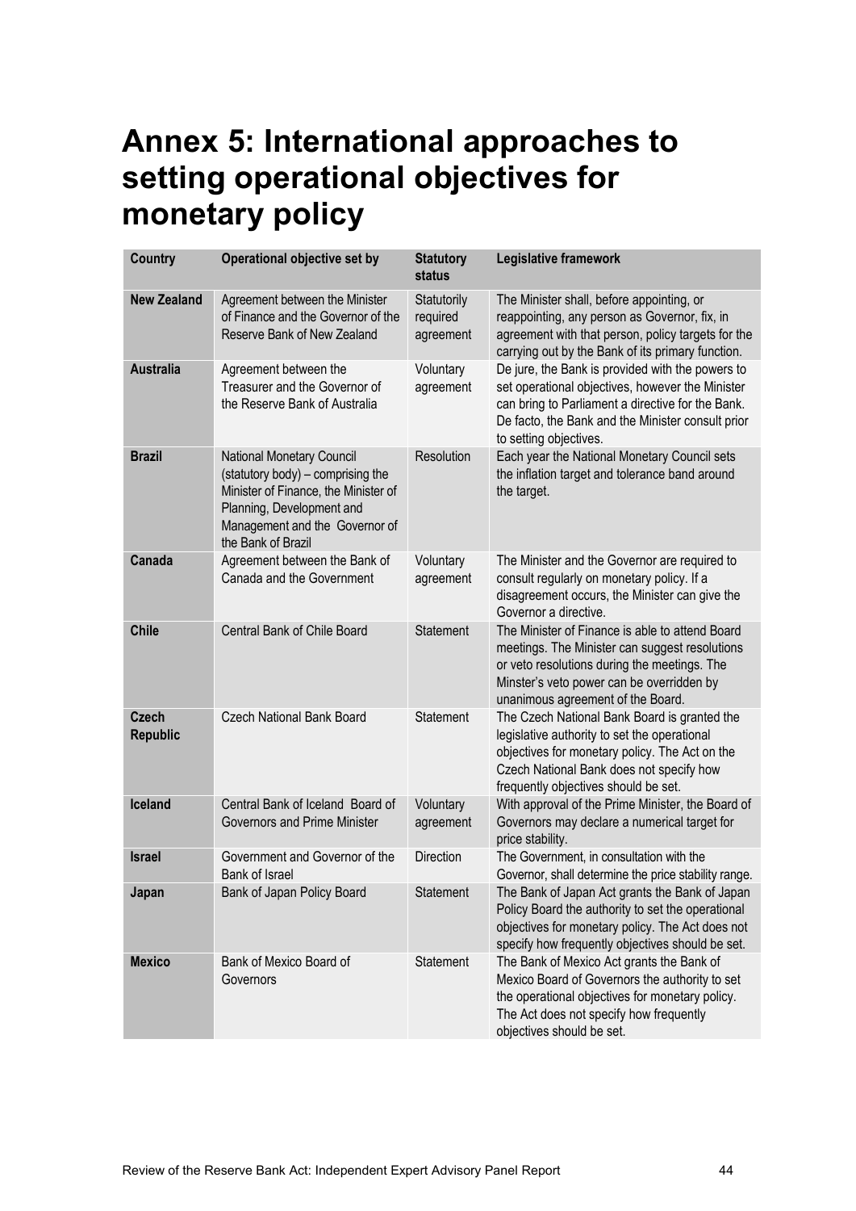# Annex 5: International approaches to setting operational objectives for monetary policy

| Country | Operational objective set by | Statutory status | Legislative framework |
|---|---|---|---|
| **New Zealand** | Agreement between the Minister of Finance and the Governor of the Reserve Bank of New Zealand | Statutorily required agreement | The Minister shall, before appointing, or reappointing, any person as Governor, fix, in agreement with that person, policy targets for the carrying out by the Bank of its primary function. |
| **Australia** | Agreement between the Treasurer and the Governor of the Reserve Bank of Australia | Voluntary agreement | De jure, the Bank is provided with the powers to set operational objectives, however the Minister can bring to Parliament a directive for the Bank. De facto, the Bank and the Minister consult prior to setting objectives. |
| **Brazil** | National Monetary Council (statutory body) – comprising the Minister of Finance, the Minister of Planning, Development and Management and the Governor of the Bank of Brazil | Resolution | Each year the National Monetary Council sets the inflation target and tolerance band around the target. |
| **Canada** | Agreement between the Bank of Canada and the Government | Voluntary agreement | The Minister and the Governor are required to consult regularly on monetary policy. If a disagreement occurs, the Minister can give the Governor a directive. |
| **Chile** | Central Bank of Chile Board | Statement | The Minister of Finance is able to attend Board meetings. The Minister can suggest resolutions or veto resolutions during the meetings. The Minster's veto power can be overridden by unanimous agreement of the Board. |
| **Czech Republic** | Czech National Bank Board | Statement | The Czech National Bank Board is granted the legislative authority to set the operational objectives for monetary policy. The Act on the Czech National Bank does not specify how frequently objectives should be set. |
| **Iceland** | Central Bank of Iceland Board of Governors and Prime Minister | Voluntary agreement | With approval of the Prime Minister, the Board of Governors may declare a numerical target for price stability. |
| **Israel** | Government and Governor of the Bank of Israel | Direction | The Government, in consultation with the Governor, shall determine the price stability range. |
| **Japan** | Bank of Japan Policy Board | Statement | The Bank of Japan Act grants the Bank of Japan Policy Board the authority to set the operational objectives for monetary policy. The Act does not specify how frequently objectives should be set. |
| **Mexico** | Bank of Mexico Board of Governors | Statement | The Bank of Mexico Act grants the Bank of Mexico Board of Governors the authority to set the operational objectives for monetary policy. The Act does not specify how frequently objectives should be set. |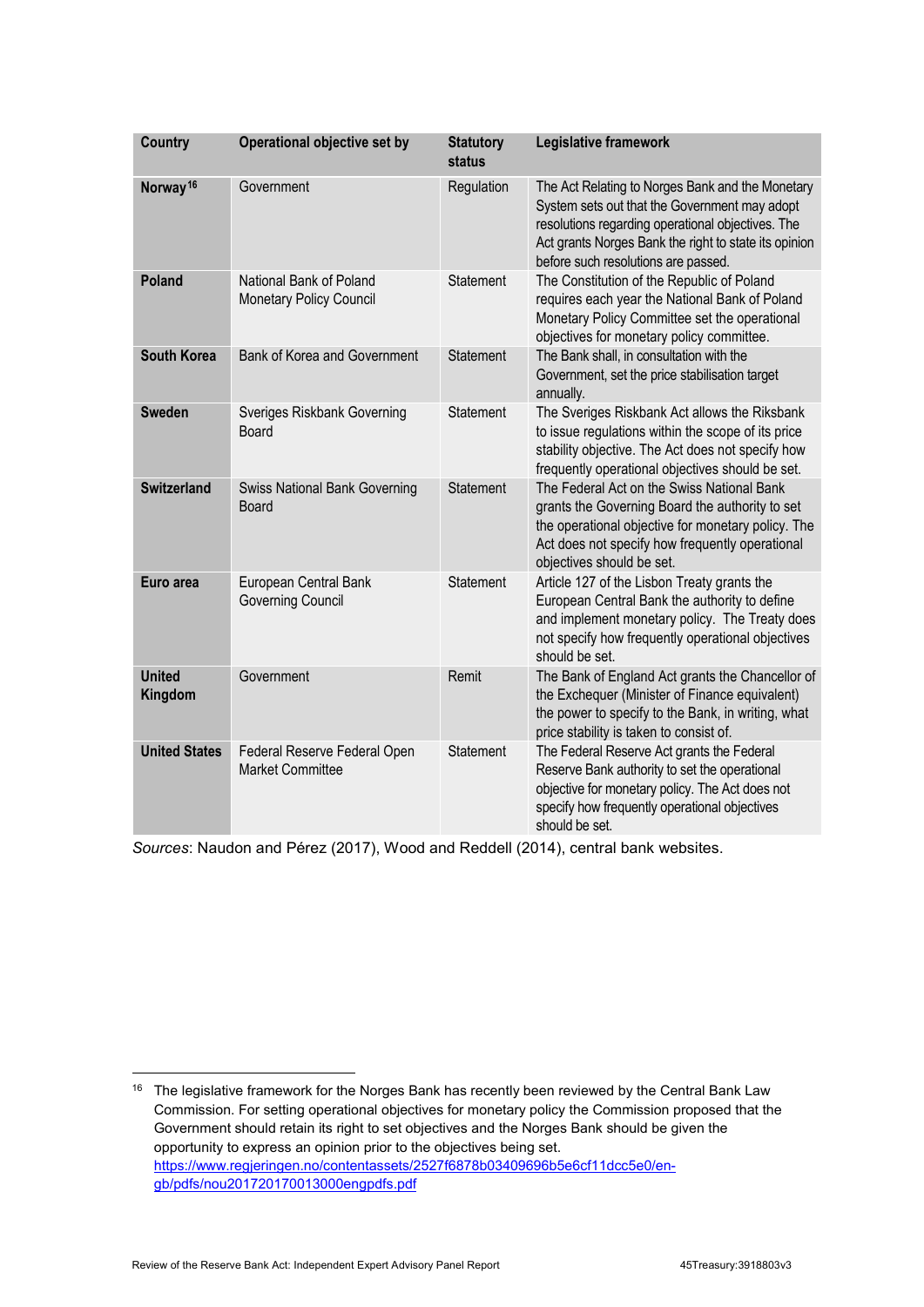| Country | Operational objective set by | Statutory status | Legislative framework |
|---|---|---|---|
| **Norway**[16] | Government | Regulation | The Act Relating to Norges Bank and the Monetary System sets out that the Government may adopt resolutions regarding operational objectives. The Act grants Norges Bank the right to state its opinion before such resolutions are passed. |
| **Poland** | National Bank of Poland Monetary Policy Council | Statement | The Constitution of the Republic of Poland requires each year the National Bank of Poland Monetary Policy Committee set the operational objectives for monetary policy committee. |
| **South Korea** | Bank of Korea and Government | Statement | The Bank shall, in consultation with the Government, set the price stabilisation target annually. |
| **Sweden** | Sveriges Riskbank Governing Board | Statement | The Sveriges Riskbank Act allows the Riksbank to issue regulations within the scope of its price stability objective. The Act does not specify how frequently operational objectives should be set. |
| **Switzerland** | Swiss National Bank Governing Board | Statement | The Federal Act on the Swiss National Bank grants the Governing Board the authority to set the operational objective for monetary policy. The Act does not specify how frequently operational objectives should be set. |
| **Euro area** | European Central Bank Governing Council | Statement | Article 127 of the Lisbon Treaty grants the European Central Bank the authority to define and implement monetary policy. The Treaty does not specify how frequently operational objectives should be set. |
| **United Kingdom** | Government | Remit | The Bank of England Act grants the Chancellor of the Exchequer (Minister of Finance equivalent) the power to specify to the Bank, in writing, what price stability is taken to consist of. |
| **United States** | Federal Reserve Federal Open Market Committee | Statement | The Federal Reserve Act grants the Federal Reserve Bank authority to set the operational objective for monetary policy. The Act does not specify how frequently operational objectives should be set. |

*Sources*: Naudon and Pérez (2017), Wood and Reddell (2014), central bank websites.

[16] The legislative framework for the Norges Bank has recently been reviewed by the Central Bank Law Commission. For setting operational objectives for monetary policy the Commission proposed that the Government should retain its right to set objectives and the Norges Bank should be given the opportunity to express an opinion prior to the objectives being set. https://www.regjeringen.no/contentassets/2527f6878b03409696b5e6cf11dcc5e0/en-gb/pdfs/nou201720170013000engpdfs.pdf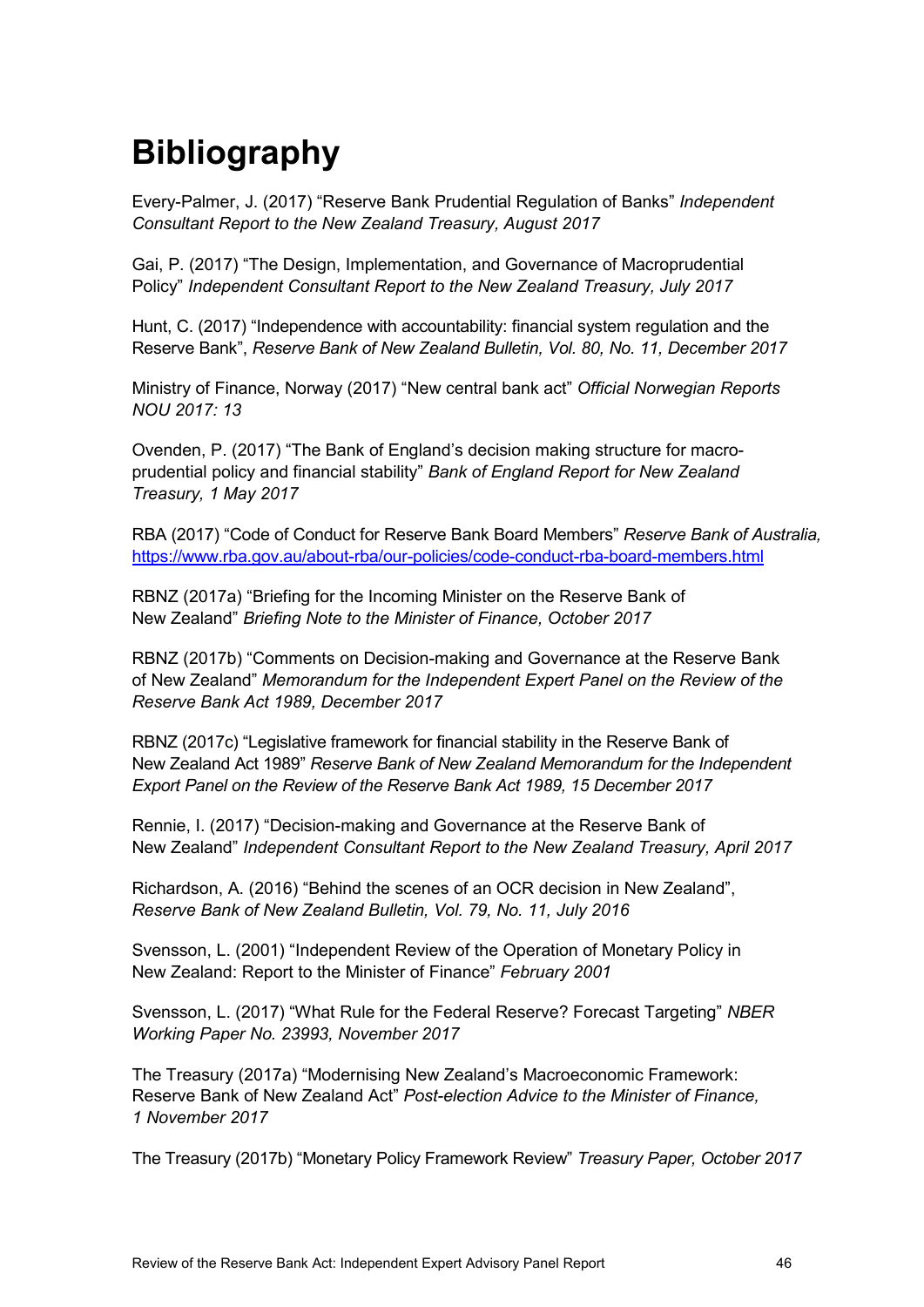# Bibliography

Every-Palmer, J. (2017) "Reserve Bank Prudential Regulation of Banks" *Independent Consultant Report to the New Zealand Treasury, August 2017*

Gai, P. (2017) "The Design, Implementation, and Governance of Macroprudential Policy" *Independent Consultant Report to the New Zealand Treasury, July 2017*

Hunt, C. (2017) "Independence with accountability: financial system regulation and the Reserve Bank", *Reserve Bank of New Zealand Bulletin, Vol. 80, No. 11, December 2017*

Ministry of Finance, Norway (2017) "New central bank act" *Official Norwegian Reports NOU 2017: 13*

Ovenden, P. (2017) "The Bank of England's decision making structure for macro-prudential policy and financial stability" *Bank of England Report for New Zealand Treasury, 1 May 2017*

RBA (2017) "Code of Conduct for Reserve Bank Board Members" *Reserve Bank of Australia,* https://www.rba.gov.au/about-rba/our-policies/code-conduct-rba-board-members.html

RBNZ (2017a) "Briefing for the Incoming Minister on the Reserve Bank of New Zealand" *Briefing Note to the Minister of Finance, October 2017*

RBNZ (2017b) "Comments on Decision-making and Governance at the Reserve Bank of New Zealand" *Memorandum for the Independent Expert Panel on the Review of the Reserve Bank Act 1989, December 2017*

RBNZ (2017c) "Legislative framework for financial stability in the Reserve Bank of New Zealand Act 1989" *Reserve Bank of New Zealand Memorandum for the Independent Export Panel on the Review of the Reserve Bank Act 1989, 15 December 2017*

Rennie, I. (2017) "Decision-making and Governance at the Reserve Bank of New Zealand" *Independent Consultant Report to the New Zealand Treasury, April 2017*

Richardson, A. (2016) "Behind the scenes of an OCR decision in New Zealand", *Reserve Bank of New Zealand Bulletin, Vol. 79, No. 11, July 2016*

Svensson, L. (2001) "Independent Review of the Operation of Monetary Policy in New Zealand: Report to the Minister of Finance" *February 2001*

Svensson, L. (2017) "What Rule for the Federal Reserve? Forecast Targeting" *NBER Working Paper No. 23993, November 2017*

The Treasury (2017a) "Modernising New Zealand's Macroeconomic Framework: Reserve Bank of New Zealand Act" *Post-election Advice to the Minister of Finance, 1 November 2017*

The Treasury (2017b) "Monetary Policy Framework Review" *Treasury Paper, October 2017*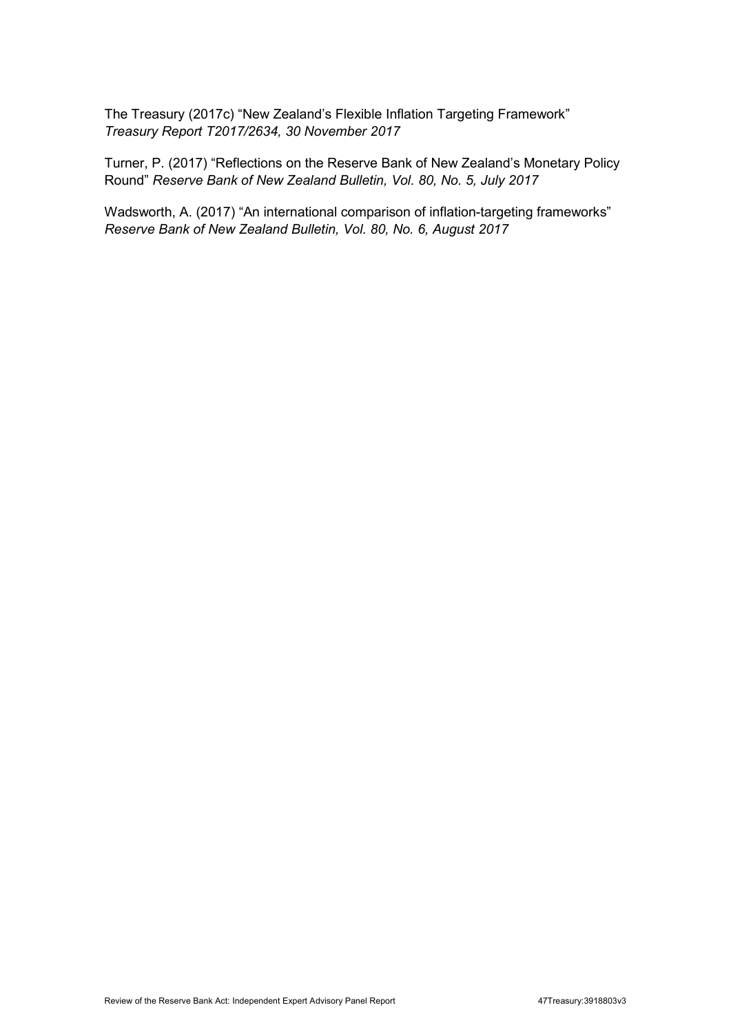The Treasury (2017c) "New Zealand's Flexible Inflation Targeting Framework" *Treasury Report T2017/2634, 30 November 2017*

Turner, P. (2017) "Reflections on the Reserve Bank of New Zealand's Monetary Policy Round" *Reserve Bank of New Zealand Bulletin, Vol. 80, No. 5, July 2017*

Wadsworth, A. (2017) "An international comparison of inflation-targeting frameworks" *Reserve Bank of New Zealand Bulletin, Vol. 80, No. 6, August 2017*